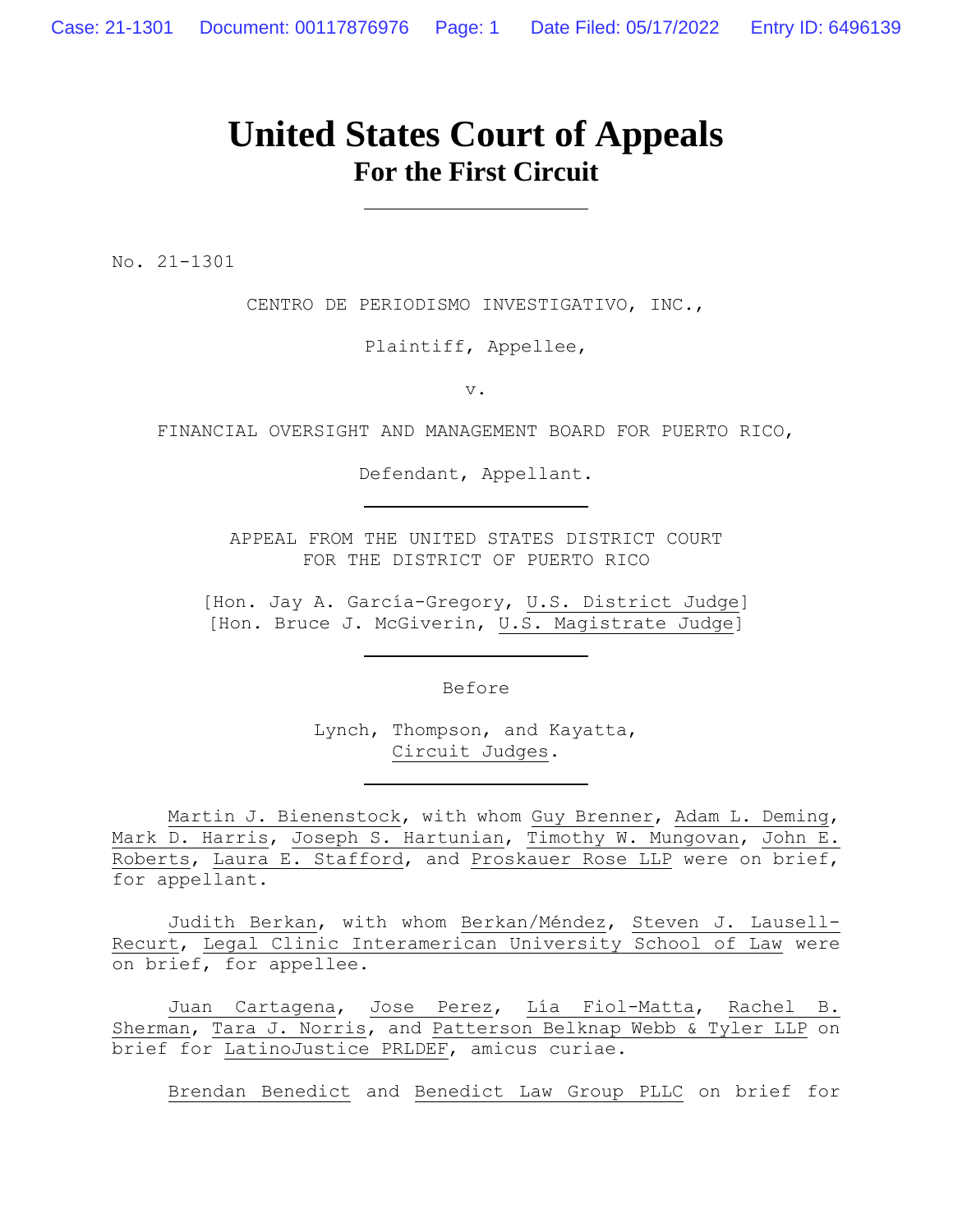# United States Court of Appeals
## For the First Circuit

---

No. 21-1301

CENTRO DE PERIODISMO INVESTIGATIVO, INC.,

Plaintiff, Appellee,

v.

FINANCIAL OVERSIGHT AND MANAGEMENT BOARD FOR PUERTO RICO,

Defendant, Appellant.

---

APPEAL FROM THE UNITED STATES DISTRICT COURT
FOR THE DISTRICT OF PUERTO RICO

[Hon. Jay A. García-Gregory, U.S. District Judge]
[Hon. Bruce J. McGiverin, U.S. Magistrate Judge]

---

Before

Lynch, Thompson, and Kayatta,
Circuit Judges.

---

Martin J. Bienenstock, with whom Guy Brenner, Adam L. Deming, Mark D. Harris, Joseph S. Hartunian, Timothy W. Mungovan, John E. Roberts, Laura E. Stafford, and Proskauer Rose LLP were on brief, for appellant.

Judith Berkan, with whom Berkan/Méndez, Steven J. Lausell-Recurt, Legal Clinic Interamerican University School of Law were on brief, for appellee.

Juan Cartagena, Jose Perez, Lía Fiol-Matta, Rachel B. Sherman, Tara J. Norris, and Patterson Belknap Webb & Tyler LLP on brief for LatinoJustice PRLDEF, amicus curiae.

Brendan Benedict and Benedict Law Group PLLC on brief for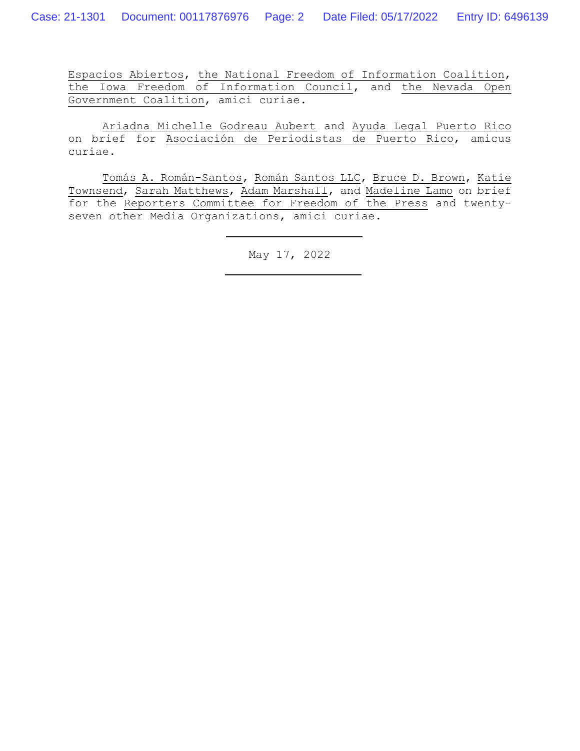Espacios Abiertos, the National Freedom of Information Coalition, the Iowa Freedom of Information Council, and the Nevada Open Government Coalition, amici curiae.

Ariadna Michelle Godreau Aubert and Ayuda Legal Puerto Rico on brief for Asociación de Periodistas de Puerto Rico, amicus curiae.

Tomás A. Román-Santos, Román Santos LLC, Bruce D. Brown, Katie Townsend, Sarah Matthews, Adam Marshall, and Madeline Lamo on brief for the Reporters Committee for Freedom of the Press and twenty-seven other Media Organizations, amici curiae.

---

May 17, 2022

---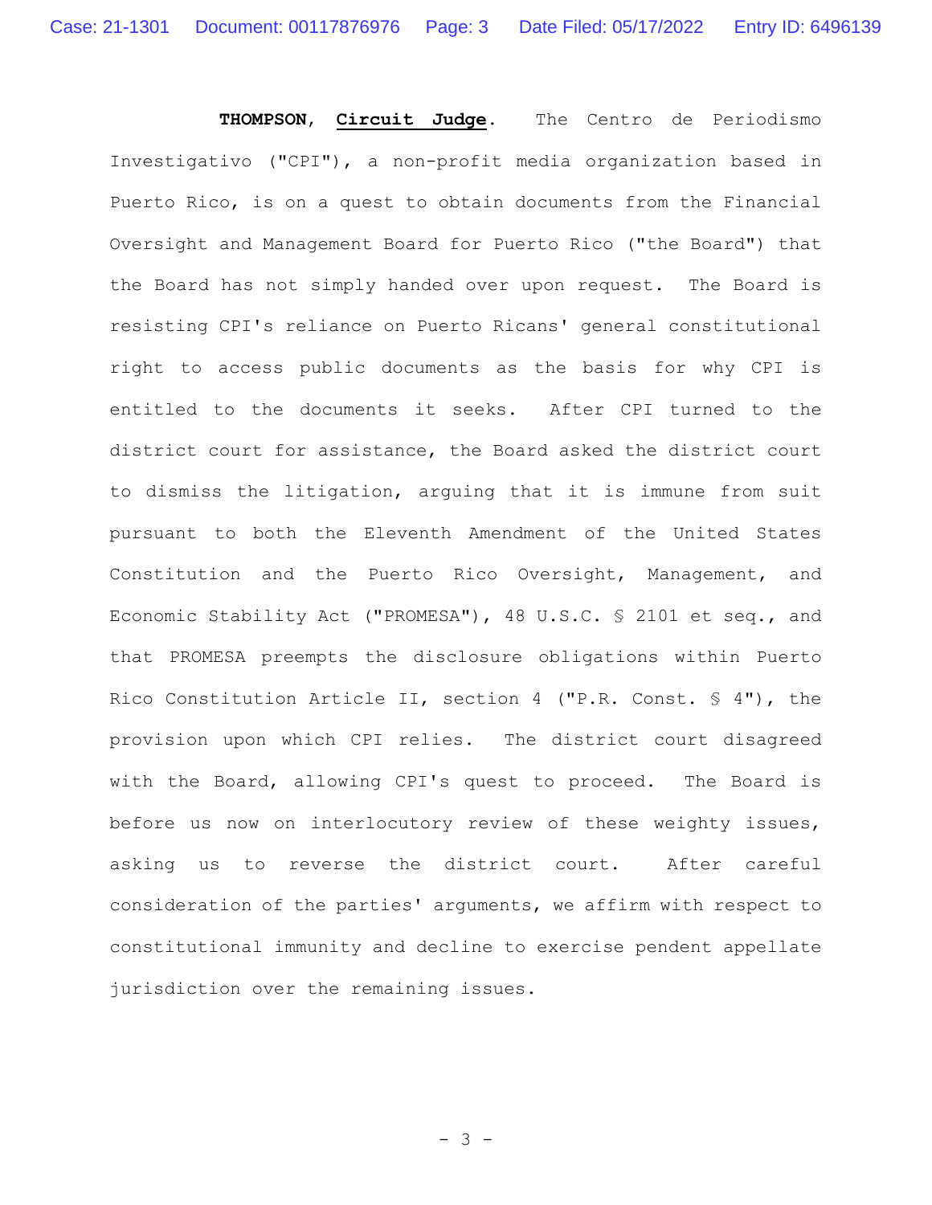**THOMPSON, Circuit Judge**. The Centro de Periodismo Investigativo ("CPI"), a non-profit media organization based in Puerto Rico, is on a quest to obtain documents from the Financial Oversight and Management Board for Puerto Rico ("the Board") that the Board has not simply handed over upon request. The Board is resisting CPI's reliance on Puerto Ricans' general constitutional right to access public documents as the basis for why CPI is entitled to the documents it seeks. After CPI turned to the district court for assistance, the Board asked the district court to dismiss the litigation, arguing that it is immune from suit pursuant to both the Eleventh Amendment of the United States Constitution and the Puerto Rico Oversight, Management, and Economic Stability Act ("PROMESA"), 48 U.S.C. § 2101 et seq., and that PROMESA preempts the disclosure obligations within Puerto Rico Constitution Article II, section 4 ("P.R. Const. § 4"), the provision upon which CPI relies. The district court disagreed with the Board, allowing CPI's quest to proceed. The Board is before us now on interlocutory review of these weighty issues, asking us to reverse the district court. After careful consideration of the parties' arguments, we affirm with respect to constitutional immunity and decline to exercise pendent appellate jurisdiction over the remaining issues.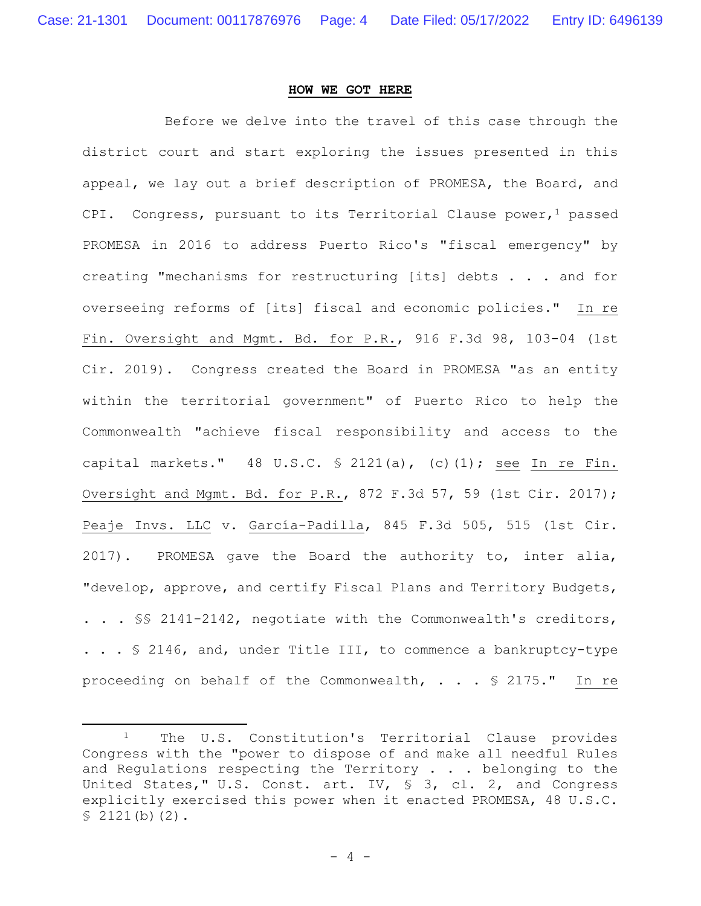## HOW WE GOT HERE

Before we delve into the travel of this case through the district court and start exploring the issues presented in this appeal, we lay out a brief description of PROMESA, the Board, and CPI. Congress, pursuant to its Territorial Clause power,[1] passed PROMESA in 2016 to address Puerto Rico's "fiscal emergency" by creating "mechanisms for restructuring [its] debts . . . and for overseeing reforms of [its] fiscal and economic policies." In re Fin. Oversight and Mgmt. Bd. for P.R., 916 F.3d 98, 103-04 (1st Cir. 2019). Congress created the Board in PROMESA "as an entity within the territorial government" of Puerto Rico to help the Commonwealth "achieve fiscal responsibility and access to the capital markets." 48 U.S.C. § 2121(a), (c)(1); see In re Fin. Oversight and Mgmt. Bd. for P.R., 872 F.3d 57, 59 (1st Cir. 2017); Peaje Invs. LLC v. García-Padilla, 845 F.3d 505, 515 (1st Cir. 2017). PROMESA gave the Board the authority to, inter alia, "develop, approve, and certify Fiscal Plans and Territory Budgets, . . . §§ 2141-2142, negotiate with the Commonwealth's creditors, . . . § 2146, and, under Title III, to commence a bankruptcy-type proceeding on behalf of the Commonwealth, . . . § 2175." In re

[1] The U.S. Constitution's Territorial Clause provides Congress with the "power to dispose of and make all needful Rules and Regulations respecting the Territory . . . belonging to the United States," U.S. Const. art. IV, § 3, cl. 2, and Congress explicitly exercised this power when it enacted PROMESA, 48 U.S.C. § 2121(b)(2).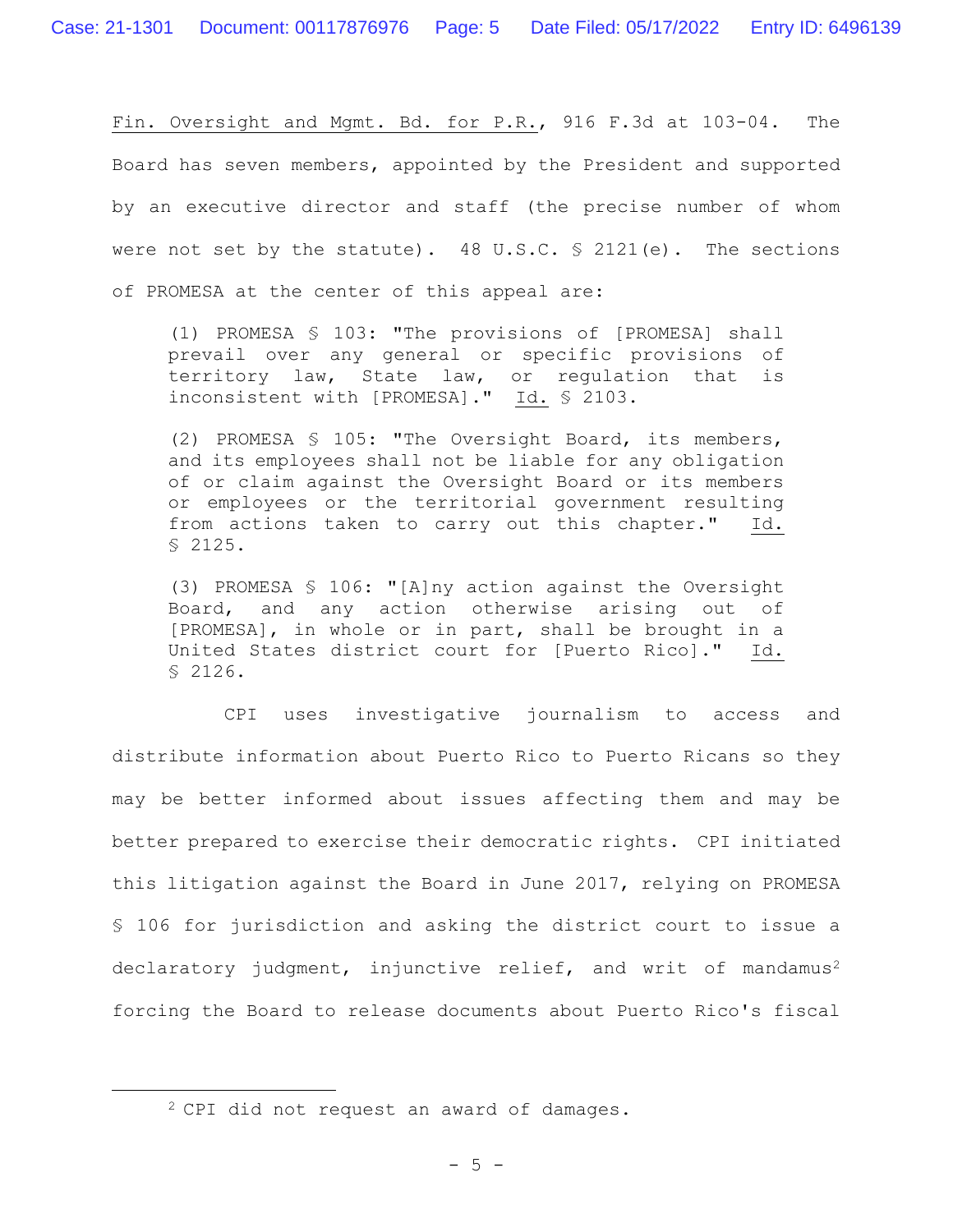Fin. Oversight and Mgmt. Bd. for P.R., 916 F.3d at 103-04. The Board has seven members, appointed by the President and supported by an executive director and staff (the precise number of whom were not set by the statute). 48 U.S.C. § 2121(e). The sections of PROMESA at the center of this appeal are:

> (1) PROMESA § 103: "The provisions of [PROMESA] shall prevail over any general or specific provisions of territory law, State law, or regulation that is inconsistent with [PROMESA]." Id. § 2103.
>
> (2) PROMESA § 105: "The Oversight Board, its members, and its employees shall not be liable for any obligation of or claim against the Oversight Board or its members or employees or the territorial government resulting from actions taken to carry out this chapter." Id. § 2125.
>
> (3) PROMESA § 106: "[A]ny action against the Oversight Board, and any action otherwise arising out of [PROMESA], in whole or in part, shall be brought in a United States district court for [Puerto Rico]." Id. § 2126.

CPI uses investigative journalism to access and distribute information about Puerto Rico to Puerto Ricans so they may be better informed about issues affecting them and may be better prepared to exercise their democratic rights. CPI initiated this litigation against the Board in June 2017, relying on PROMESA § 106 for jurisdiction and asking the district court to issue a declaratory judgment, injunctive relief, and writ of mandamus[2] forcing the Board to release documents about Puerto Rico's fiscal

[2] CPI did not request an award of damages.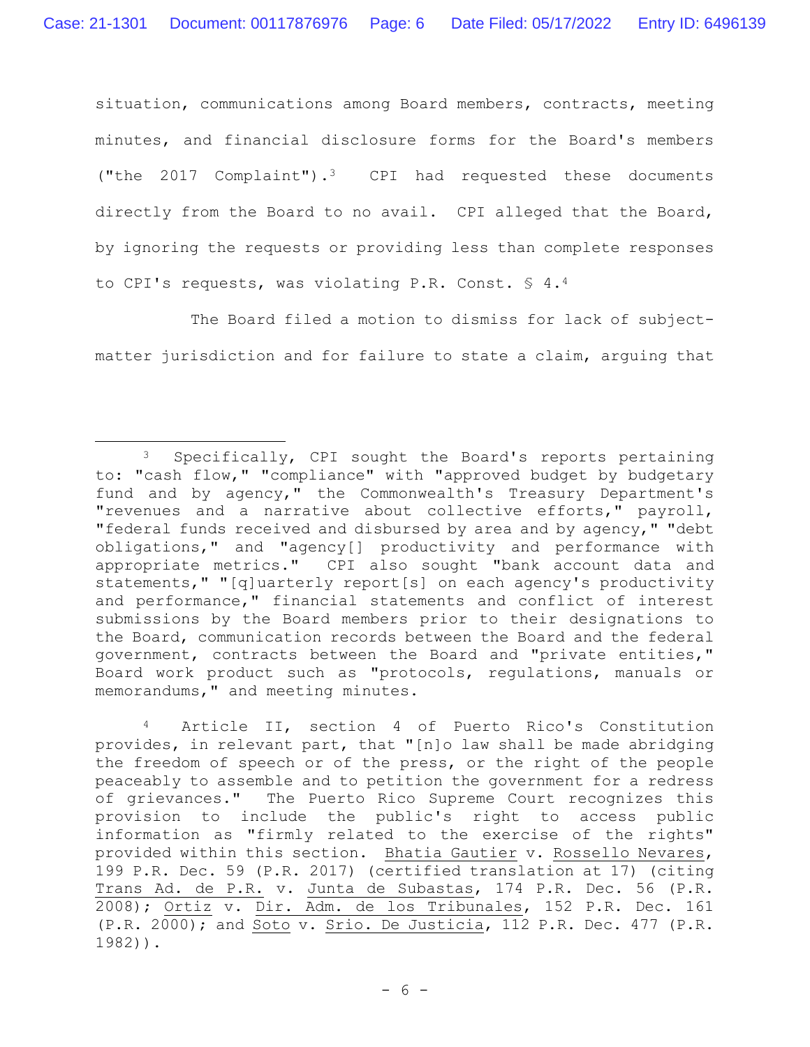situation, communications among Board members, contracts, meeting minutes, and financial disclosure forms for the Board's members ("the 2017 Complaint").[3] CPI had requested these documents directly from the Board to no avail. CPI alleged that the Board, by ignoring the requests or providing less than complete responses to CPI's requests, was violating P.R. Const. § 4.[4]

The Board filed a motion to dismiss for lack of subject-matter jurisdiction and for failure to state a claim, arguing that

---

[3] Specifically, CPI sought the Board's reports pertaining to: "cash flow," "compliance" with "approved budget by budgetary fund and by agency," the Commonwealth's Treasury Department's "revenues and a narrative about collective efforts," payroll, "federal funds received and disbursed by area and by agency," "debt obligations," and "agency[] productivity and performance with appropriate metrics." CPI also sought "bank account data and statements," "[q]uarterly report[s] on each agency's productivity and performance," financial statements and conflict of interest submissions by the Board members prior to their designations to the Board, communication records between the Board and the federal government, contracts between the Board and "private entities," Board work product such as "protocols, regulations, manuals or memorandums," and meeting minutes.

[4] Article II, section 4 of Puerto Rico's Constitution provides, in relevant part, that "[n]o law shall be made abridging the freedom of speech or of the press, or the right of the people peaceably to assemble and to petition the government for a redress of grievances." The Puerto Rico Supreme Court recognizes this provision to include the public's right to access public information as "firmly related to the exercise of the rights" provided within this section. Bhatia Gautier v. Rossello Nevares, 199 P.R. Dec. 59 (P.R. 2017) (certified translation at 17) (citing Trans Ad. de P.R. v. Junta de Subastas, 174 P.R. Dec. 56 (P.R. 2008); Ortiz v. Dir. Adm. de los Tribunales, 152 P.R. Dec. 161 (P.R. 2000); and Soto v. Srio. De Justicia, 112 P.R. Dec. 477 (P.R. 1982)).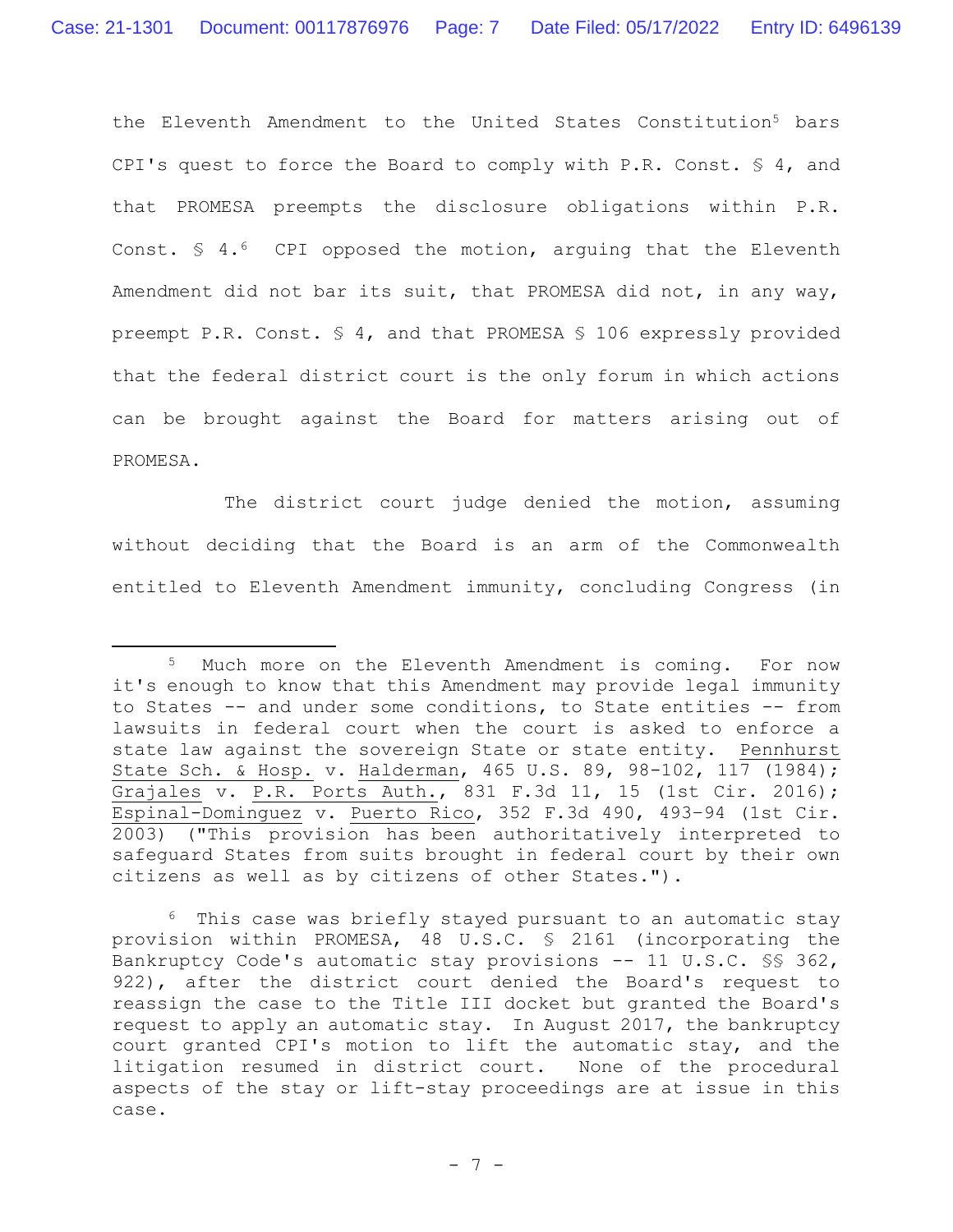the Eleventh Amendment to the United States Constitution[5] bars CPI's quest to force the Board to comply with P.R. Const. § 4, and that PROMESA preempts the disclosure obligations within P.R. Const. § 4.[6] CPI opposed the motion, arguing that the Eleventh Amendment did not bar its suit, that PROMESA did not, in any way, preempt P.R. Const. § 4, and that PROMESA § 106 expressly provided that the federal district court is the only forum in which actions can be brought against the Board for matters arising out of PROMESA.

The district court judge denied the motion, assuming without deciding that the Board is an arm of the Commonwealth entitled to Eleventh Amendment immunity, concluding Congress (in

---

[5] Much more on the Eleventh Amendment is coming. For now it's enough to know that this Amendment may provide legal immunity to States -- and under some conditions, to State entities -- from lawsuits in federal court when the court is asked to enforce a state law against the sovereign State or state entity. Pennhurst State Sch. & Hosp. v. Halderman, 465 U.S. 89, 98-102, 117 (1984); Grajales v. P.R. Ports Auth., 831 F.3d 11, 15 (1st Cir. 2016); Espinal-Dominguez v. Puerto Rico, 352 F.3d 490, 493–94 (1st Cir. 2003) ("This provision has been authoritatively interpreted to safeguard States from suits brought in federal court by their own citizens as well as by citizens of other States.").

[6] This case was briefly stayed pursuant to an automatic stay provision within PROMESA, 48 U.S.C. § 2161 (incorporating the Bankruptcy Code's automatic stay provisions -- 11 U.S.C. §§ 362, 922), after the district court denied the Board's request to reassign the case to the Title III docket but granted the Board's request to apply an automatic stay. In August 2017, the bankruptcy court granted CPI's motion to lift the automatic stay, and the litigation resumed in district court. None of the procedural aspects of the stay or lift-stay proceedings are at issue in this case.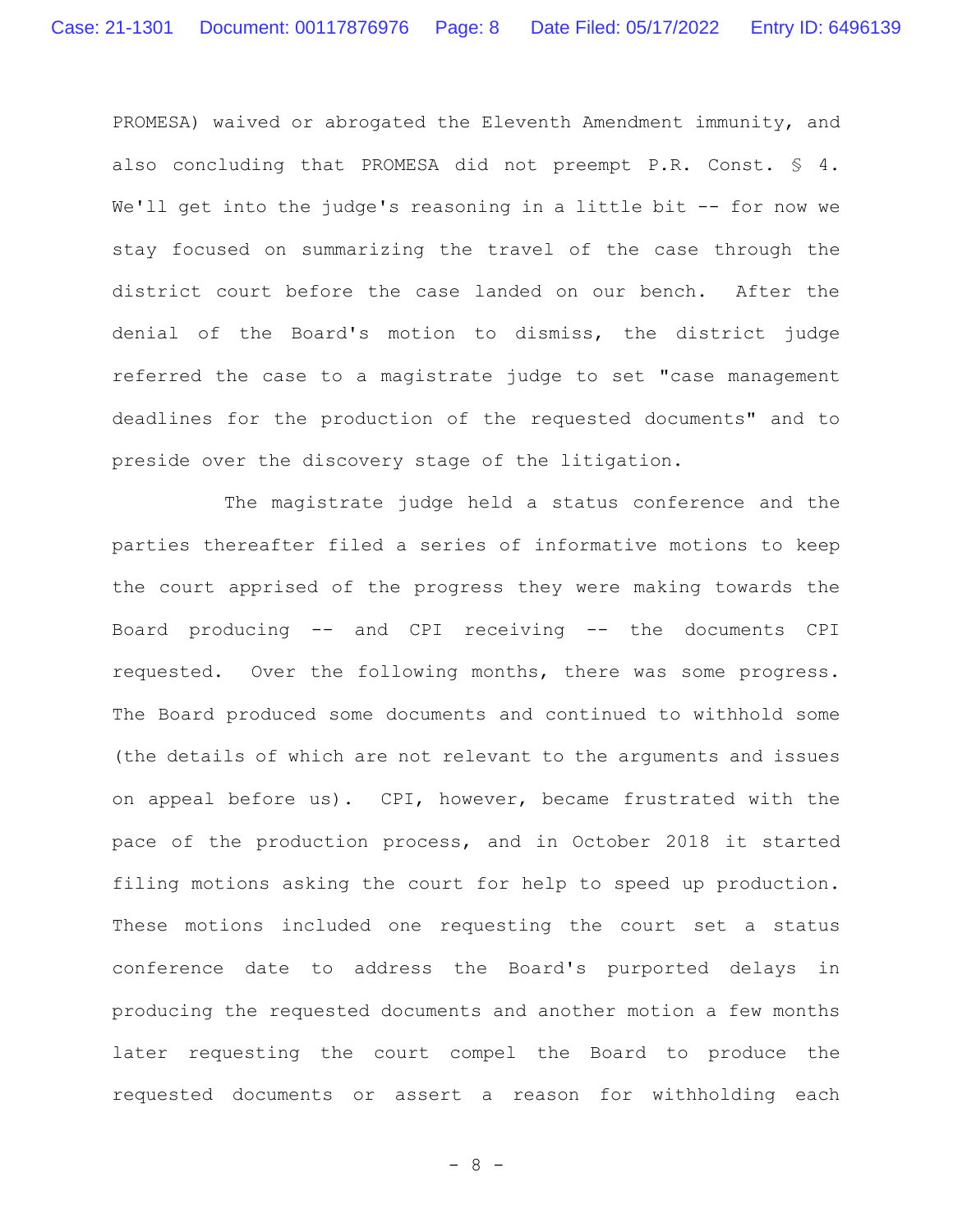PROMESA) waived or abrogated the Eleventh Amendment immunity, and also concluding that PROMESA did not preempt P.R. Const. § 4. We'll get into the judge's reasoning in a little bit -- for now we stay focused on summarizing the travel of the case through the district court before the case landed on our bench. After the denial of the Board's motion to dismiss, the district judge referred the case to a magistrate judge to set "case management deadlines for the production of the requested documents" and to preside over the discovery stage of the litigation.

The magistrate judge held a status conference and the parties thereafter filed a series of informative motions to keep the court apprised of the progress they were making towards the Board producing -- and CPI receiving -- the documents CPI requested. Over the following months, there was some progress. The Board produced some documents and continued to withhold some (the details of which are not relevant to the arguments and issues on appeal before us). CPI, however, became frustrated with the pace of the production process, and in October 2018 it started filing motions asking the court for help to speed up production. These motions included one requesting the court set a status conference date to address the Board's purported delays in producing the requested documents and another motion a few months later requesting the court compel the Board to produce the requested documents or assert a reason for withholding each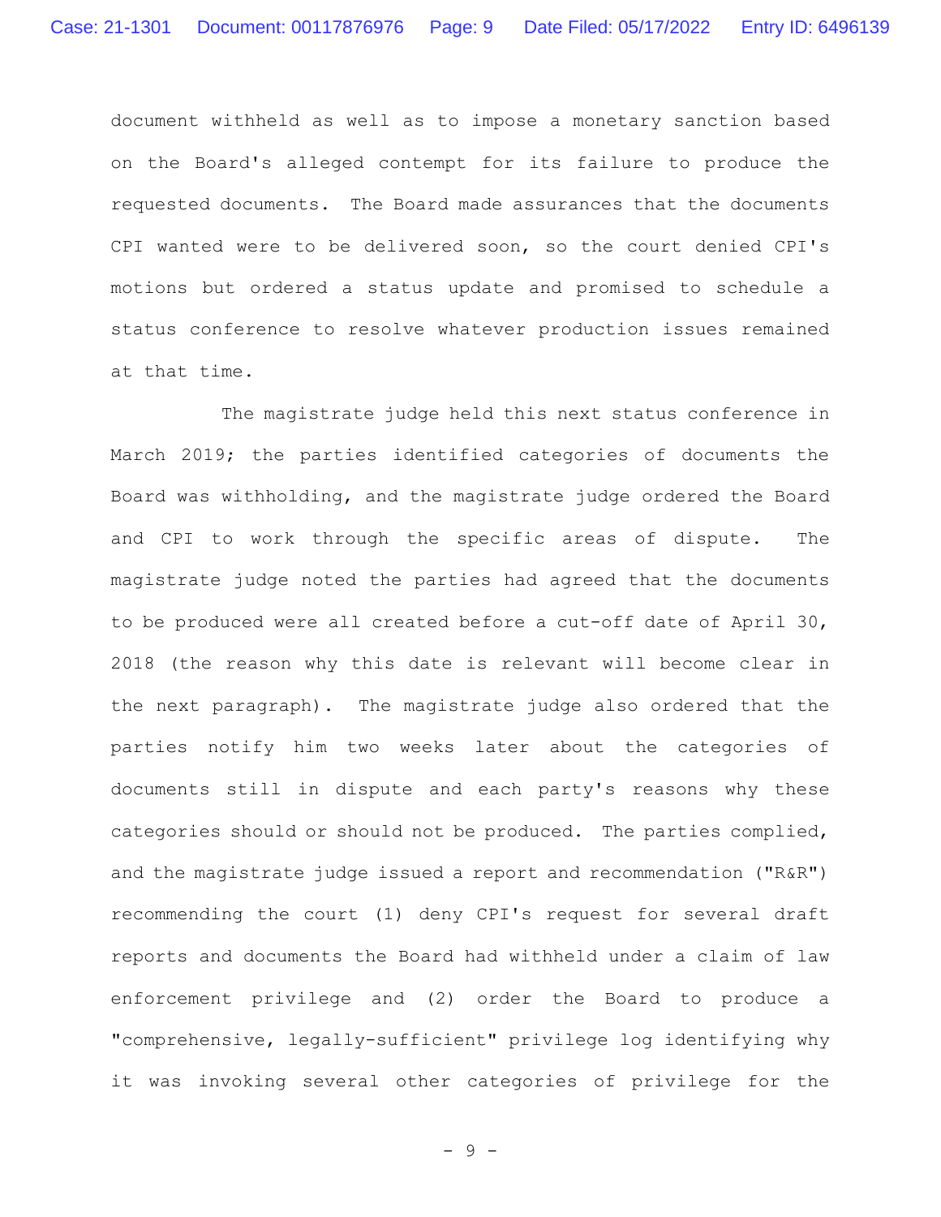document withheld as well as to impose a monetary sanction based on the Board's alleged contempt for its failure to produce the requested documents. The Board made assurances that the documents CPI wanted were to be delivered soon, so the court denied CPI's motions but ordered a status update and promised to schedule a status conference to resolve whatever production issues remained at that time.

The magistrate judge held this next status conference in March 2019; the parties identified categories of documents the Board was withholding, and the magistrate judge ordered the Board and CPI to work through the specific areas of dispute. The magistrate judge noted the parties had agreed that the documents to be produced were all created before a cut-off date of April 30, 2018 (the reason why this date is relevant will become clear in the next paragraph). The magistrate judge also ordered that the parties notify him two weeks later about the categories of documents still in dispute and each party's reasons why these categories should or should not be produced. The parties complied, and the magistrate judge issued a report and recommendation ("R&R") recommending the court (1) deny CPI's request for several draft reports and documents the Board had withheld under a claim of law enforcement privilege and (2) order the Board to produce a "comprehensive, legally-sufficient" privilege log identifying why it was invoking several other categories of privilege for the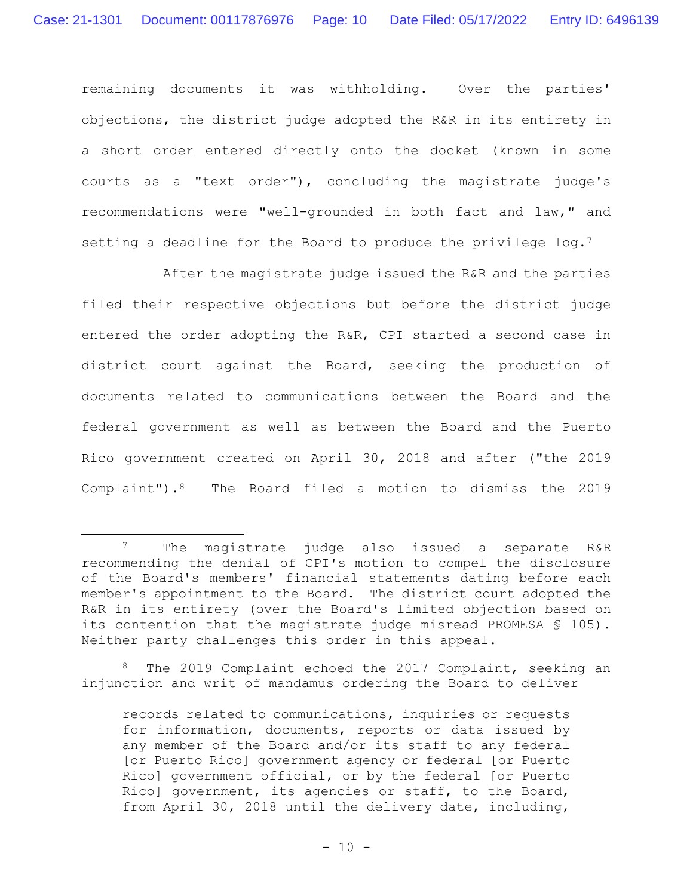remaining documents it was withholding. Over the parties' objections, the district judge adopted the R&R in its entirety in a short order entered directly onto the docket (known in some courts as a "text order"), concluding the magistrate judge's recommendations were "well-grounded in both fact and law," and setting a deadline for the Board to produce the privilege log.[7]

After the magistrate judge issued the R&R and the parties filed their respective objections but before the district judge entered the order adopting the R&R, CPI started a second case in district court against the Board, seeking the production of documents related to communications between the Board and the federal government as well as between the Board and the Puerto Rico government created on April 30, 2018 and after ("the 2019 Complaint").[8] The Board filed a motion to dismiss the 2019

---

[7] The magistrate judge also issued a separate R&R recommending the denial of CPI's motion to compel the disclosure of the Board's members' financial statements dating before each member's appointment to the Board. The district court adopted the R&R in its entirety (over the Board's limited objection based on its contention that the magistrate judge misread PROMESA § 105). Neither party challenges this order in this appeal.

[8] The 2019 Complaint echoed the 2017 Complaint, seeking an injunction and writ of mandamus ordering the Board to deliver

> records related to communications, inquiries or requests for information, documents, reports or data issued by any member of the Board and/or its staff to any federal [or Puerto Rico] government agency or federal [or Puerto Rico] government official, or by the federal [or Puerto Rico] government, its agencies or staff, to the Board, from April 30, 2018 until the delivery date, including,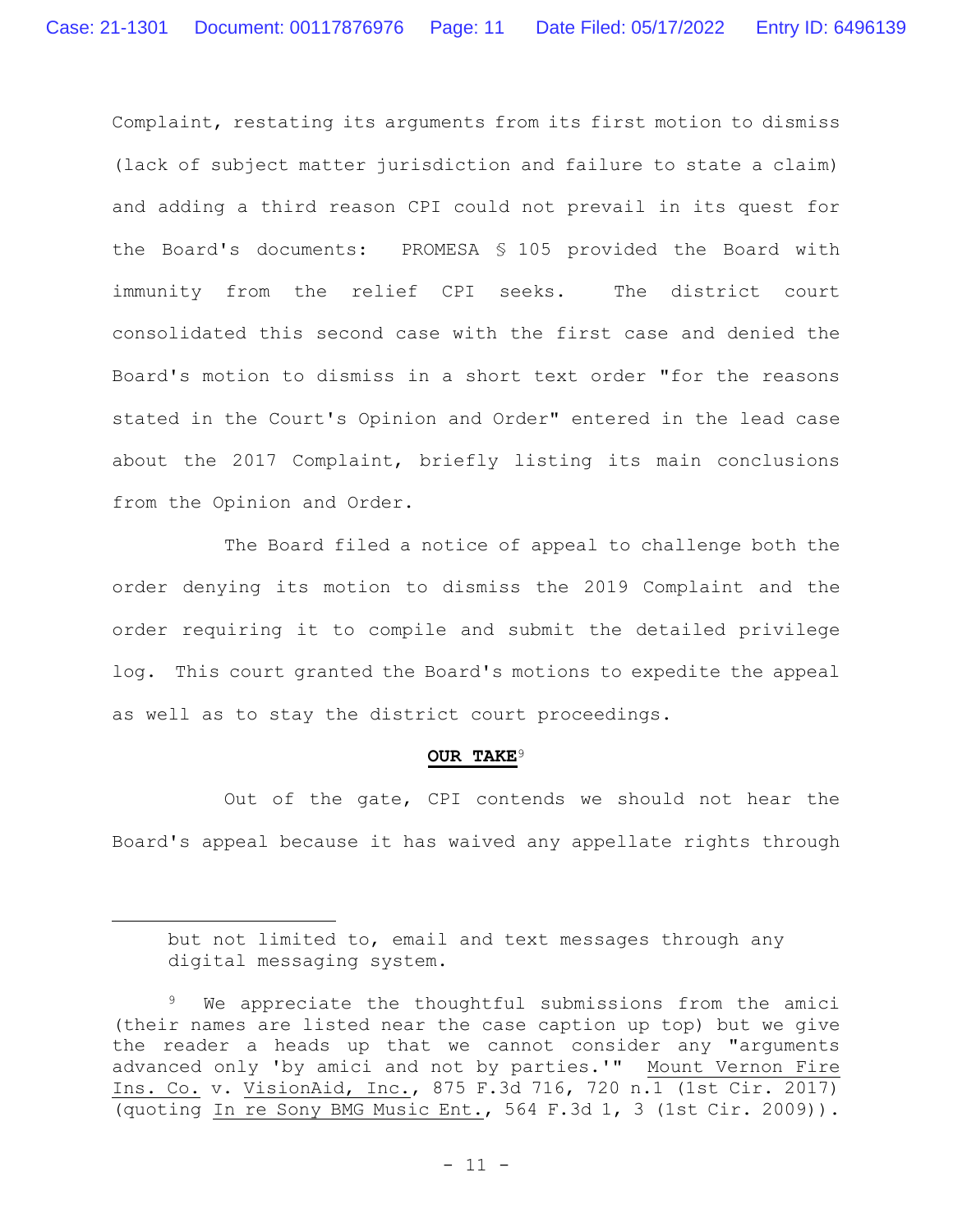Complaint, restating its arguments from its first motion to dismiss (lack of subject matter jurisdiction and failure to state a claim) and adding a third reason CPI could not prevail in its quest for the Board's documents: PROMESA § 105 provided the Board with immunity from the relief CPI seeks. The district court consolidated this second case with the first case and denied the Board's motion to dismiss in a short text order "for the reasons stated in the Court's Opinion and Order" entered in the lead case about the 2017 Complaint, briefly listing its main conclusions from the Opinion and Order.

The Board filed a notice of appeal to challenge both the order denying its motion to dismiss the 2019 Complaint and the order requiring it to compile and submit the detailed privilege log. This court granted the Board's motions to expedite the appeal as well as to stay the district court proceedings.

## OUR TAKE[9]

Out of the gate, CPI contends we should not hear the Board's appeal because it has waived any appellate rights through

---

but not limited to, email and text messages through any digital messaging system.

[9] We appreciate the thoughtful submissions from the amici (their names are listed near the case caption up top) but we give the reader a heads up that we cannot consider any "arguments advanced only 'by amici and not by parties.'" Mount Vernon Fire Ins. Co. v. VisionAid, Inc., 875 F.3d 716, 720 n.1 (1st Cir. 2017) (quoting In re Sony BMG Music Ent., 564 F.3d 1, 3 (1st Cir. 2009)).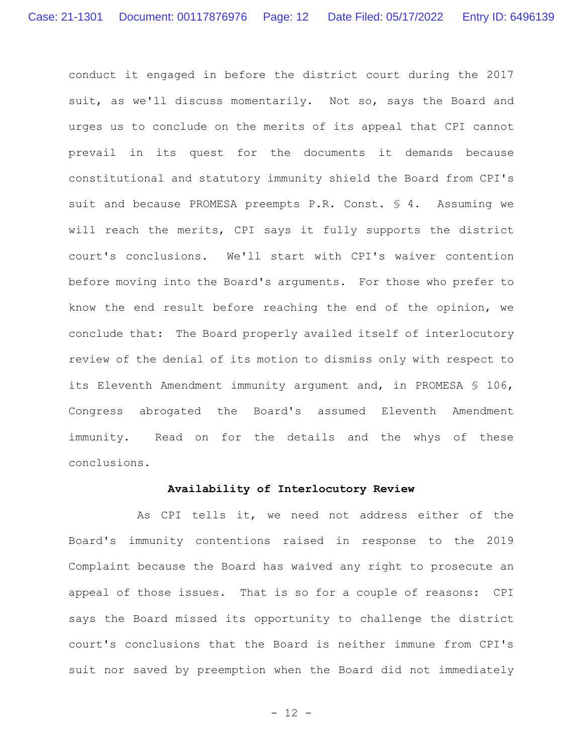conduct it engaged in before the district court during the 2017 suit, as we'll discuss momentarily. Not so, says the Board and urges us to conclude on the merits of its appeal that CPI cannot prevail in its quest for the documents it demands because constitutional and statutory immunity shield the Board from CPI's suit and because PROMESA preempts P.R. Const. § 4. Assuming we will reach the merits, CPI says it fully supports the district court's conclusions. We'll start with CPI's waiver contention before moving into the Board's arguments. For those who prefer to know the end result before reaching the end of the opinion, we conclude that: The Board properly availed itself of interlocutory review of the denial of its motion to dismiss only with respect to its Eleventh Amendment immunity argument and, in PROMESA § 106, Congress abrogated the Board's assumed Eleventh Amendment immunity. Read on for the details and the whys of these conclusions.

**Availability of Interlocutory Review**

As CPI tells it, we need not address either of the Board's immunity contentions raised in response to the 2019 Complaint because the Board has waived any right to prosecute an appeal of those issues. That is so for a couple of reasons: CPI says the Board missed its opportunity to challenge the district court's conclusions that the Board is neither immune from CPI's suit nor saved by preemption when the Board did not immediately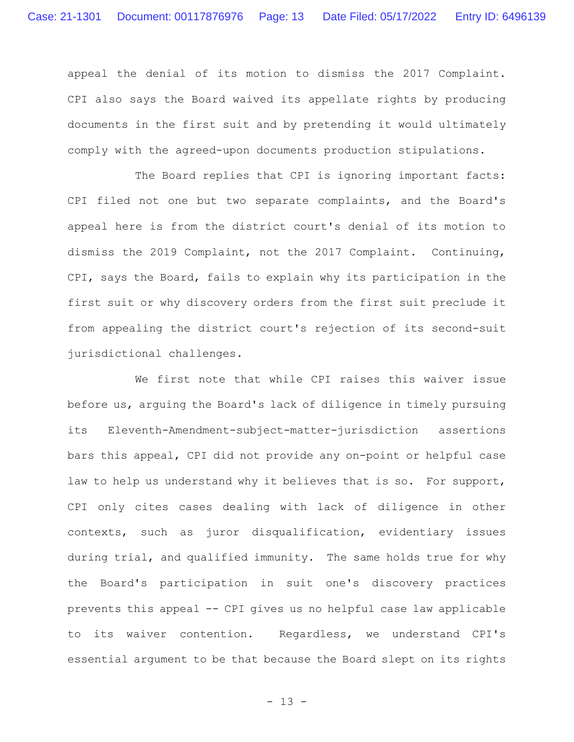appeal the denial of its motion to dismiss the 2017 Complaint. CPI also says the Board waived its appellate rights by producing documents in the first suit and by pretending it would ultimately comply with the agreed-upon documents production stipulations.

The Board replies that CPI is ignoring important facts: CPI filed not one but two separate complaints, and the Board's appeal here is from the district court's denial of its motion to dismiss the 2019 Complaint, not the 2017 Complaint. Continuing, CPI, says the Board, fails to explain why its participation in the first suit or why discovery orders from the first suit preclude it from appealing the district court's rejection of its second-suit jurisdictional challenges.

We first note that while CPI raises this waiver issue before us, arguing the Board's lack of diligence in timely pursuing its Eleventh-Amendment-subject-matter-jurisdiction assertions bars this appeal, CPI did not provide any on-point or helpful case law to help us understand why it believes that is so. For support, CPI only cites cases dealing with lack of diligence in other contexts, such as juror disqualification, evidentiary issues during trial, and qualified immunity. The same holds true for why the Board's participation in suit one's discovery practices prevents this appeal -- CPI gives us no helpful case law applicable to its waiver contention. Regardless, we understand CPI's essential argument to be that because the Board slept on its rights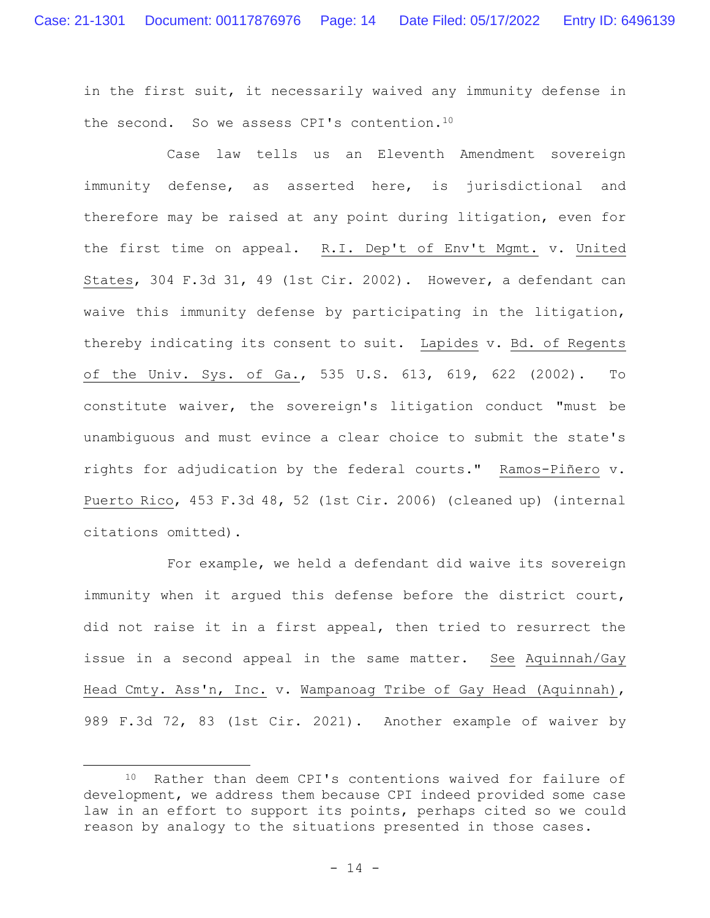in the first suit, it necessarily waived any immunity defense in the second. So we assess CPI's contention.[10]

Case law tells us an Eleventh Amendment sovereign immunity defense, as asserted here, is jurisdictional and therefore may be raised at any point during litigation, even for the first time on appeal. R.I. Dep't of Env't Mgmt. v. United States, 304 F.3d 31, 49 (1st Cir. 2002). However, a defendant can waive this immunity defense by participating in the litigation, thereby indicating its consent to suit. Lapides v. Bd. of Regents of the Univ. Sys. of Ga., 535 U.S. 613, 619, 622 (2002). To constitute waiver, the sovereign's litigation conduct "must be unambiguous and must evince a clear choice to submit the state's rights for adjudication by the federal courts." Ramos-Piñero v. Puerto Rico, 453 F.3d 48, 52 (1st Cir. 2006) (cleaned up) (internal citations omitted).

For example, we held a defendant did waive its sovereign immunity when it argued this defense before the district court, did not raise it in a first appeal, then tried to resurrect the issue in a second appeal in the same matter. See Aquinnah/Gay Head Cmty. Ass'n, Inc. v. Wampanoag Tribe of Gay Head (Aquinnah), 989 F.3d 72, 83 (1st Cir. 2021). Another example of waiver by

---

[10] Rather than deem CPI's contentions waived for failure of development, we address them because CPI indeed provided some case law in an effort to support its points, perhaps cited so we could reason by analogy to the situations presented in those cases.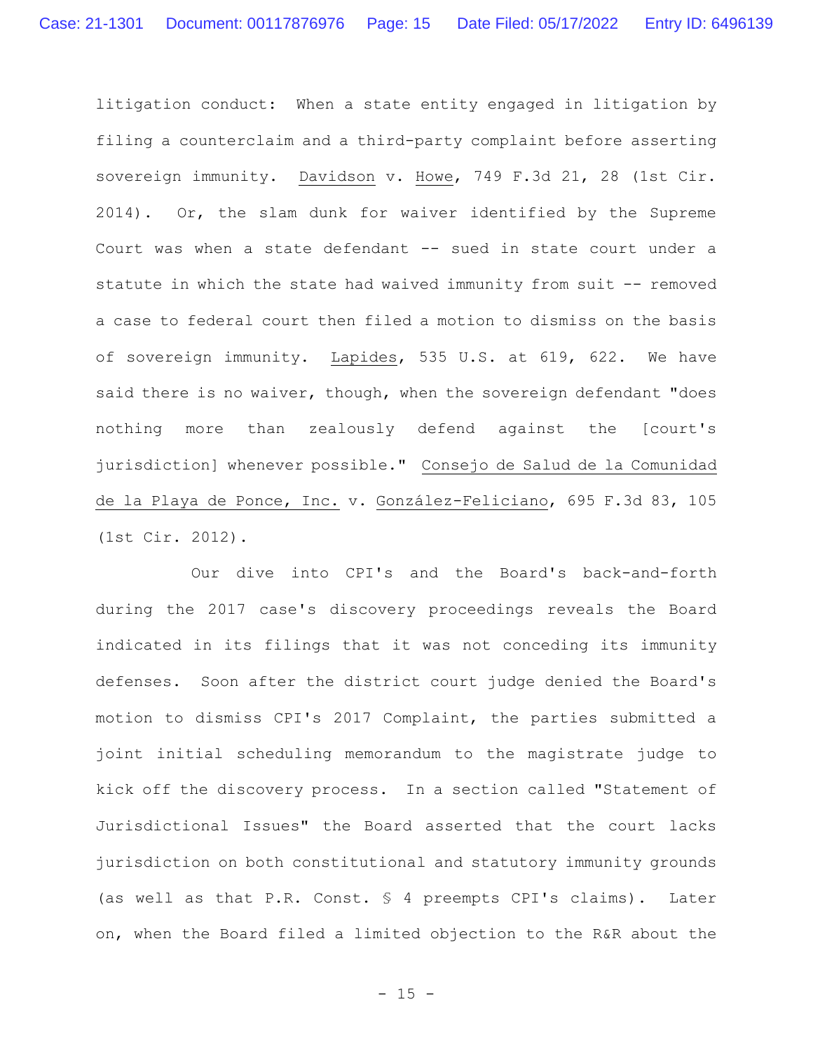litigation conduct: When a state entity engaged in litigation by filing a counterclaim and a third-party complaint before asserting sovereign immunity. Davidson v. Howe, 749 F.3d 21, 28 (1st Cir. 2014). Or, the slam dunk for waiver identified by the Supreme Court was when a state defendant -- sued in state court under a statute in which the state had waived immunity from suit -- removed a case to federal court then filed a motion to dismiss on the basis of sovereign immunity. Lapides, 535 U.S. at 619, 622. We have said there is no waiver, though, when the sovereign defendant "does nothing more than zealously defend against the [court's jurisdiction] whenever possible." Consejo de Salud de la Comunidad de la Playa de Ponce, Inc. v. González-Feliciano, 695 F.3d 83, 105 (1st Cir. 2012).

Our dive into CPI's and the Board's back-and-forth during the 2017 case's discovery proceedings reveals the Board indicated in its filings that it was not conceding its immunity defenses. Soon after the district court judge denied the Board's motion to dismiss CPI's 2017 Complaint, the parties submitted a joint initial scheduling memorandum to the magistrate judge to kick off the discovery process. In a section called "Statement of Jurisdictional Issues" the Board asserted that the court lacks jurisdiction on both constitutional and statutory immunity grounds (as well as that P.R. Const. § 4 preempts CPI's claims). Later on, when the Board filed a limited objection to the R&R about the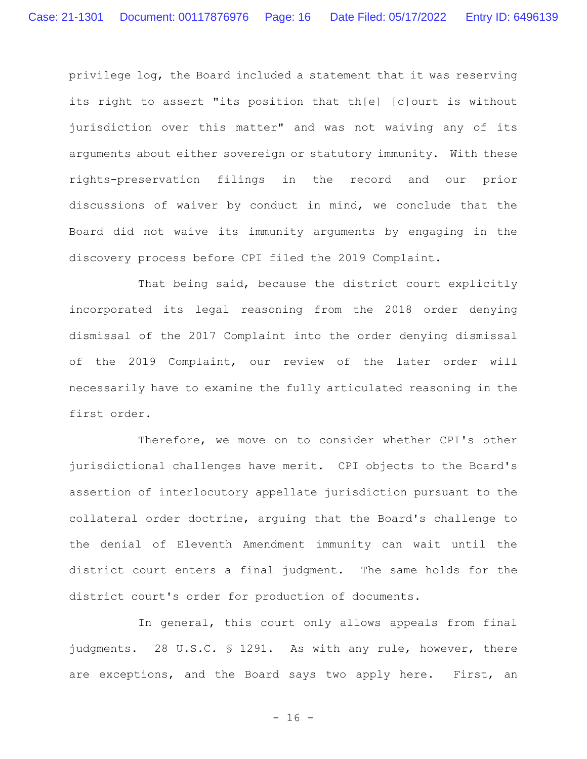privilege log, the Board included a statement that it was reserving its right to assert "its position that th[e] [c]ourt is without jurisdiction over this matter" and was not waiving any of its arguments about either sovereign or statutory immunity. With these rights-preservation filings in the record and our prior discussions of waiver by conduct in mind, we conclude that the Board did not waive its immunity arguments by engaging in the discovery process before CPI filed the 2019 Complaint.

That being said, because the district court explicitly incorporated its legal reasoning from the 2018 order denying dismissal of the 2017 Complaint into the order denying dismissal of the 2019 Complaint, our review of the later order will necessarily have to examine the fully articulated reasoning in the first order.

Therefore, we move on to consider whether CPI's other jurisdictional challenges have merit. CPI objects to the Board's assertion of interlocutory appellate jurisdiction pursuant to the collateral order doctrine, arguing that the Board's challenge to the denial of Eleventh Amendment immunity can wait until the district court enters a final judgment. The same holds for the district court's order for production of documents.

In general, this court only allows appeals from final judgments. 28 U.S.C. § 1291. As with any rule, however, there are exceptions, and the Board says two apply here. First, an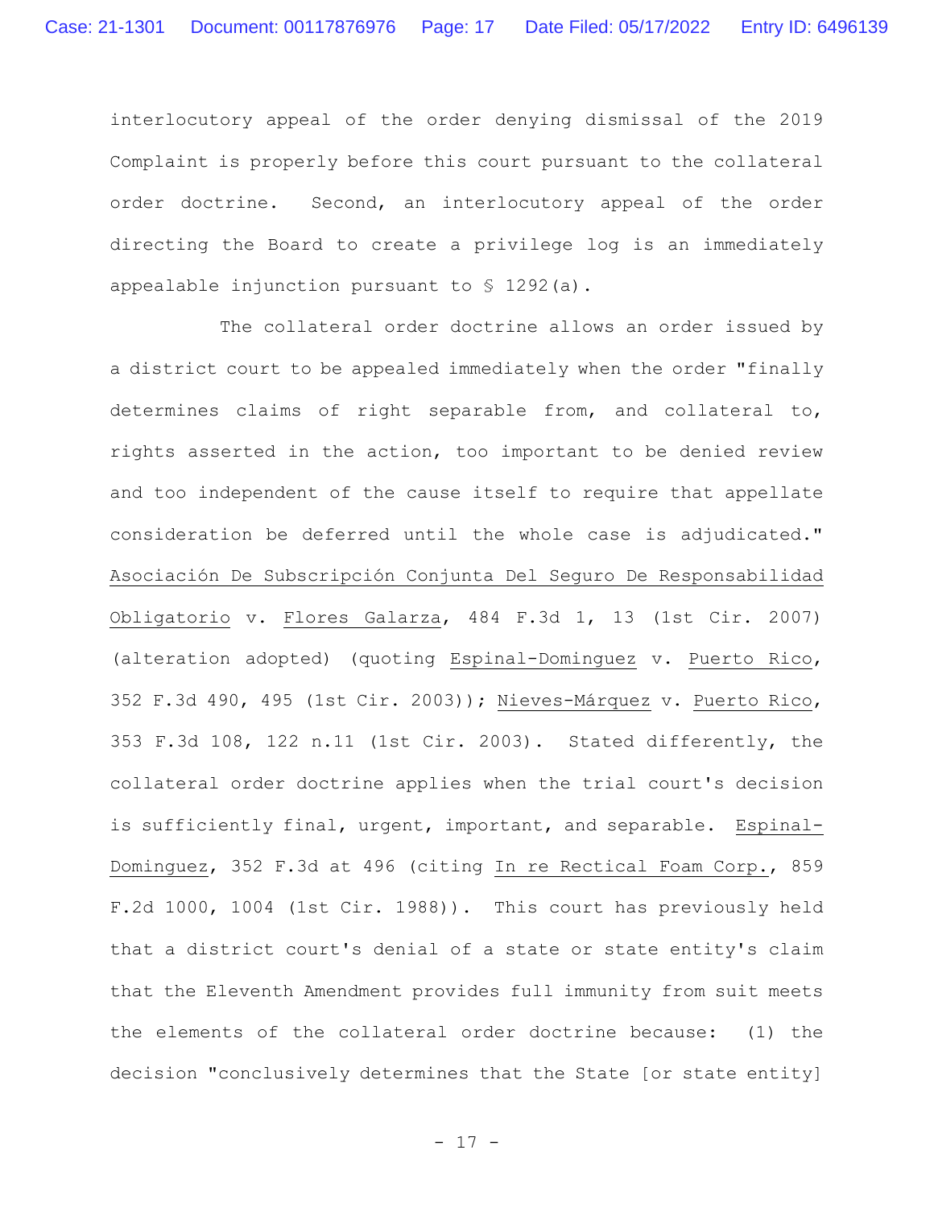interlocutory appeal of the order denying dismissal of the 2019 Complaint is properly before this court pursuant to the collateral order doctrine. Second, an interlocutory appeal of the order directing the Board to create a privilege log is an immediately appealable injunction pursuant to § 1292(a).

The collateral order doctrine allows an order issued by a district court to be appealed immediately when the order "finally determines claims of right separable from, and collateral to, rights asserted in the action, too important to be denied review and too independent of the cause itself to require that appellate consideration be deferred until the whole case is adjudicated." Asociación De Subscripción Conjunta Del Seguro De Responsabilidad Obligatorio v. Flores Galarza, 484 F.3d 1, 13 (1st Cir. 2007) (alteration adopted) (quoting Espinal-Dominguez v. Puerto Rico, 352 F.3d 490, 495 (1st Cir. 2003)); Nieves-Márquez v. Puerto Rico, 353 F.3d 108, 122 n.11 (1st Cir. 2003). Stated differently, the collateral order doctrine applies when the trial court's decision is sufficiently final, urgent, important, and separable. Espinal-Dominguez, 352 F.3d at 496 (citing In re Rectical Foam Corp., 859 F.2d 1000, 1004 (1st Cir. 1988)). This court has previously held that a district court's denial of a state or state entity's claim that the Eleventh Amendment provides full immunity from suit meets the elements of the collateral order doctrine because: (1) the decision "conclusively determines that the State [or state entity]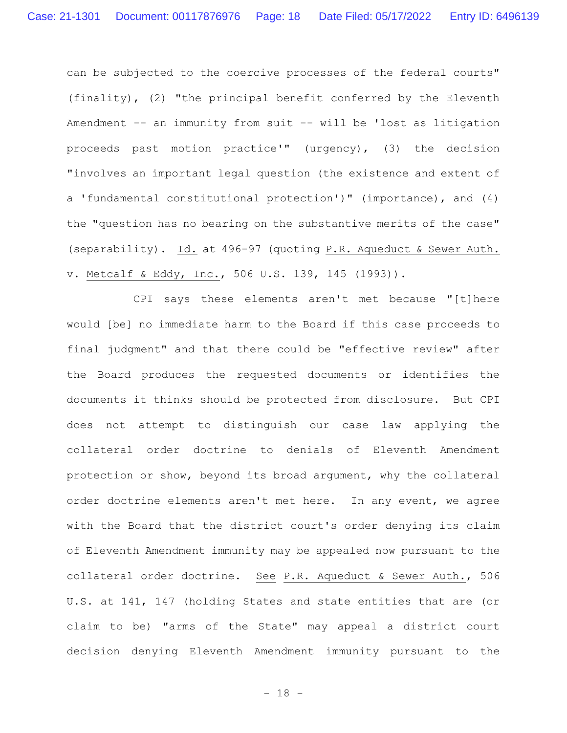can be subjected to the coercive processes of the federal courts" (finality), (2) "the principal benefit conferred by the Eleventh Amendment -- an immunity from suit -- will be 'lost as litigation proceeds past motion practice'" (urgency), (3) the decision "involves an important legal question (the existence and extent of a 'fundamental constitutional protection')" (importance), and (4) the "question has no bearing on the substantive merits of the case" (separability). Id. at 496-97 (quoting P.R. Aqueduct & Sewer Auth. v. Metcalf & Eddy, Inc., 506 U.S. 139, 145 (1993)).

CPI says these elements aren't met because "[t]here would [be] no immediate harm to the Board if this case proceeds to final judgment" and that there could be "effective review" after the Board produces the requested documents or identifies the documents it thinks should be protected from disclosure. But CPI does not attempt to distinguish our case law applying the collateral order doctrine to denials of Eleventh Amendment protection or show, beyond its broad argument, why the collateral order doctrine elements aren't met here. In any event, we agree with the Board that the district court's order denying its claim of Eleventh Amendment immunity may be appealed now pursuant to the collateral order doctrine. See P.R. Aqueduct & Sewer Auth., 506 U.S. at 141, 147 (holding States and state entities that are (or claim to be) "arms of the State" may appeal a district court decision denying Eleventh Amendment immunity pursuant to the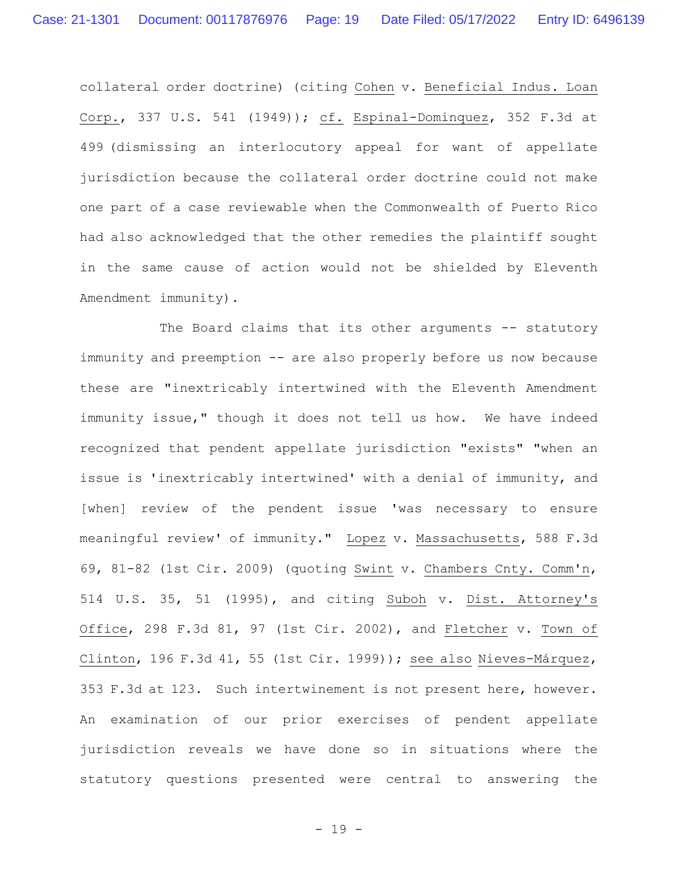collateral order doctrine) (citing Cohen v. Beneficial Indus. Loan Corp., 337 U.S. 541 (1949)); cf. Espinal-Dominguez, 352 F.3d at 499 (dismissing an interlocutory appeal for want of appellate jurisdiction because the collateral order doctrine could not make one part of a case reviewable when the Commonwealth of Puerto Rico had also acknowledged that the other remedies the plaintiff sought in the same cause of action would not be shielded by Eleventh Amendment immunity).

The Board claims that its other arguments -- statutory immunity and preemption -- are also properly before us now because these are "inextricably intertwined with the Eleventh Amendment immunity issue," though it does not tell us how. We have indeed recognized that pendent appellate jurisdiction "exists" "when an issue is 'inextricably intertwined' with a denial of immunity, and [when] review of the pendent issue 'was necessary to ensure meaningful review' of immunity." Lopez v. Massachusetts, 588 F.3d 69, 81-82 (1st Cir. 2009) (quoting Swint v. Chambers Cnty. Comm'n, 514 U.S. 35, 51 (1995), and citing Suboh v. Dist. Attorney's Office, 298 F.3d 81, 97 (1st Cir. 2002), and Fletcher v. Town of Clinton, 196 F.3d 41, 55 (1st Cir. 1999)); see also Nieves-Márquez, 353 F.3d at 123. Such intertwinement is not present here, however. An examination of our prior exercises of pendent appellate jurisdiction reveals we have done so in situations where the statutory questions presented were central to answering the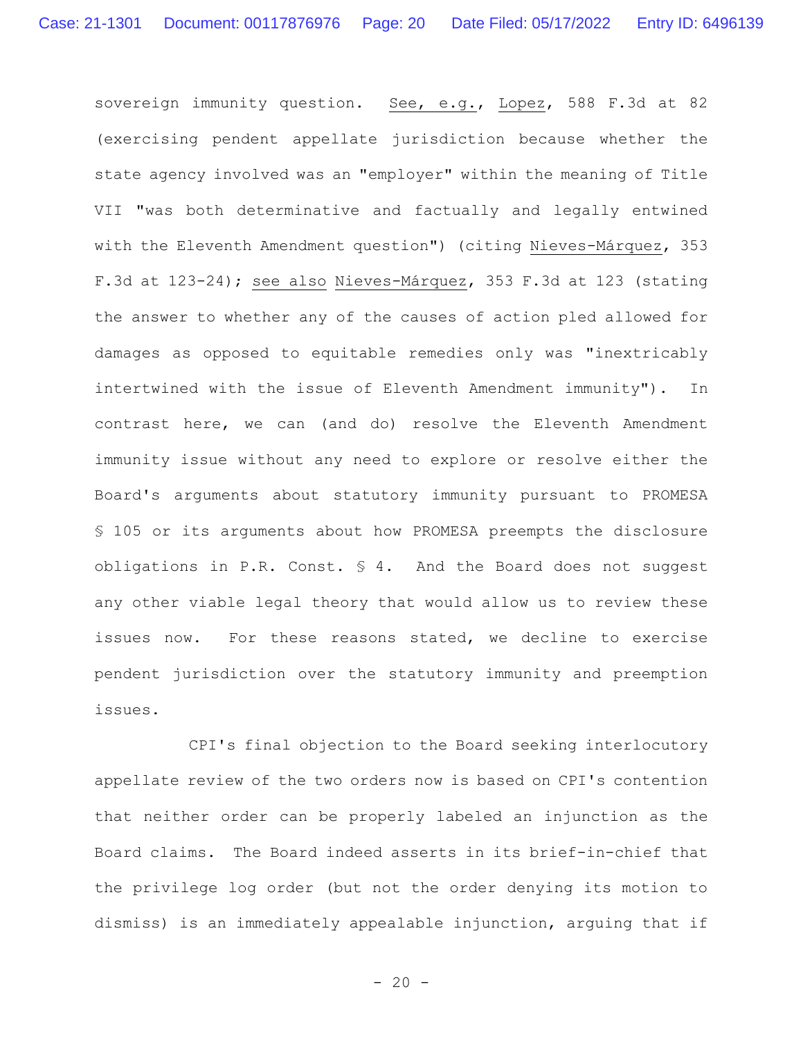sovereign immunity question. See, e.g., Lopez, 588 F.3d at 82 (exercising pendent appellate jurisdiction because whether the state agency involved was an "employer" within the meaning of Title VII "was both determinative and factually and legally entwined with the Eleventh Amendment question") (citing Nieves-Márquez, 353 F.3d at 123-24); see also Nieves-Márquez, 353 F.3d at 123 (stating the answer to whether any of the causes of action pled allowed for damages as opposed to equitable remedies only was "inextricably intertwined with the issue of Eleventh Amendment immunity"). In contrast here, we can (and do) resolve the Eleventh Amendment immunity issue without any need to explore or resolve either the Board's arguments about statutory immunity pursuant to PROMESA § 105 or its arguments about how PROMESA preempts the disclosure obligations in P.R. Const. § 4. And the Board does not suggest any other viable legal theory that would allow us to review these issues now. For these reasons stated, we decline to exercise pendent jurisdiction over the statutory immunity and preemption issues.

CPI's final objection to the Board seeking interlocutory appellate review of the two orders now is based on CPI's contention that neither order can be properly labeled an injunction as the Board claims. The Board indeed asserts in its brief-in-chief that the privilege log order (but not the order denying its motion to dismiss) is an immediately appealable injunction, arguing that if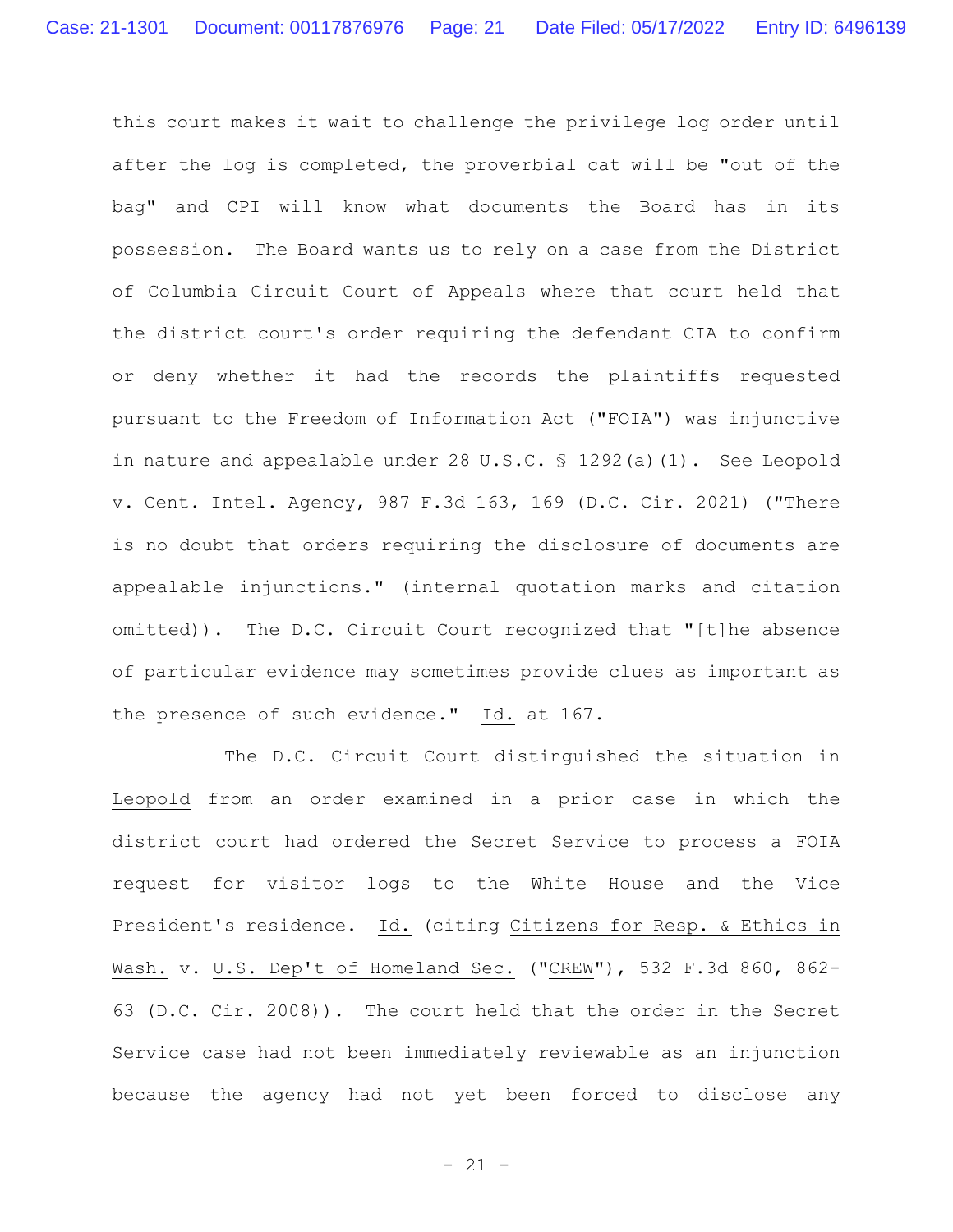this court makes it wait to challenge the privilege log order until after the log is completed, the proverbial cat will be "out of the bag" and CPI will know what documents the Board has in its possession. The Board wants us to rely on a case from the District of Columbia Circuit Court of Appeals where that court held that the district court's order requiring the defendant CIA to confirm or deny whether it had the records the plaintiffs requested pursuant to the Freedom of Information Act ("FOIA") was injunctive in nature and appealable under 28 U.S.C. § 1292(a)(1). See Leopold v. Cent. Intel. Agency, 987 F.3d 163, 169 (D.C. Cir. 2021) ("There is no doubt that orders requiring the disclosure of documents are appealable injunctions." (internal quotation marks and citation omitted)). The D.C. Circuit Court recognized that "[t]he absence of particular evidence may sometimes provide clues as important as the presence of such evidence." Id. at 167.

The D.C. Circuit Court distinguished the situation in Leopold from an order examined in a prior case in which the district court had ordered the Secret Service to process a FOIA request for visitor logs to the White House and the Vice President's residence. Id. (citing Citizens for Resp. & Ethics in Wash. v. U.S. Dep't of Homeland Sec. ("CREW"), 532 F.3d 860, 862-63 (D.C. Cir. 2008)). The court held that the order in the Secret Service case had not been immediately reviewable as an injunction because the agency had not yet been forced to disclose any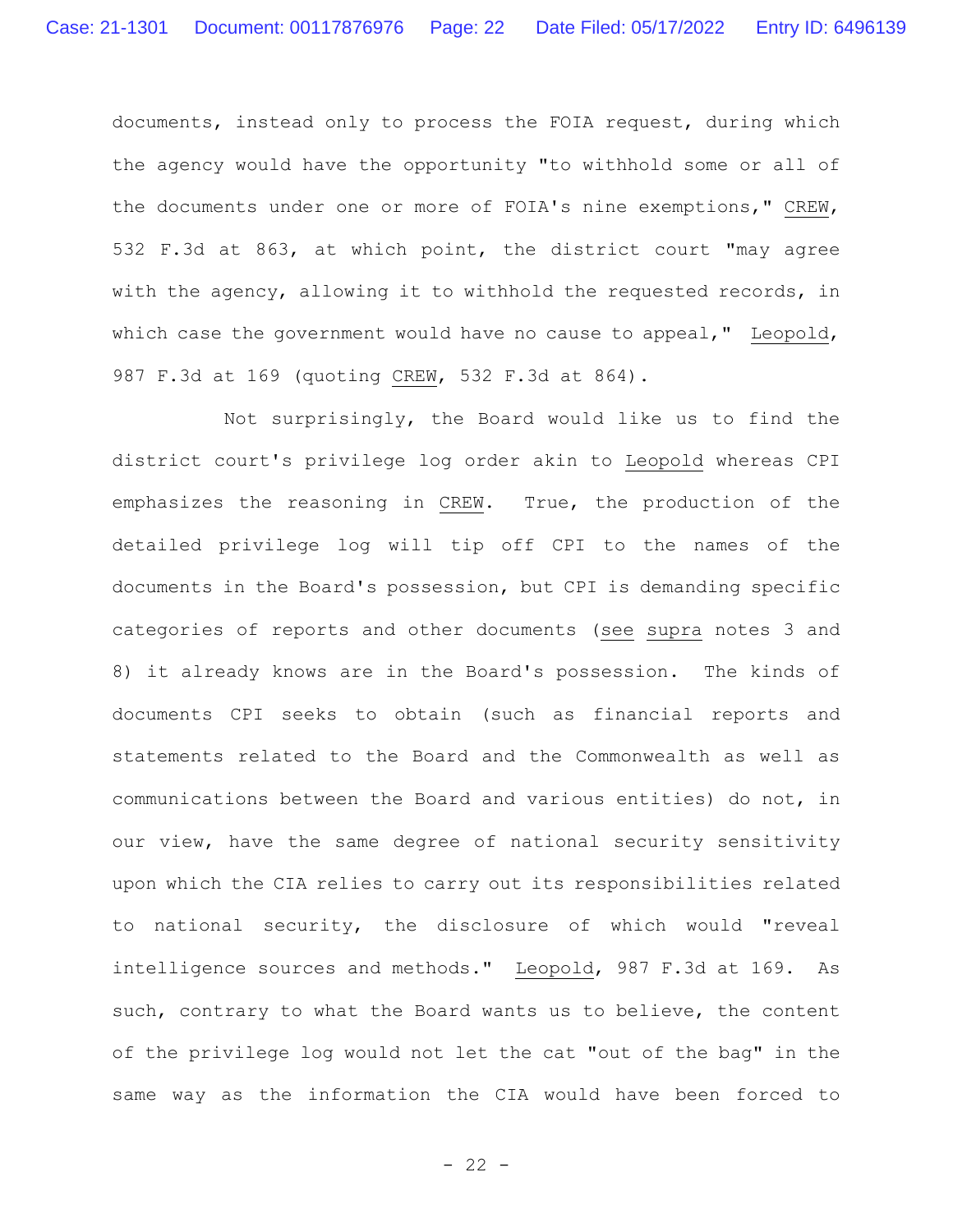documents, instead only to process the FOIA request, during which the agency would have the opportunity "to withhold some or all of the documents under one or more of FOIA's nine exemptions," CREW, 532 F.3d at 863, at which point, the district court "may agree with the agency, allowing it to withhold the requested records, in which case the government would have no cause to appeal," Leopold, 987 F.3d at 169 (quoting CREW, 532 F.3d at 864).

Not surprisingly, the Board would like us to find the district court's privilege log order akin to Leopold whereas CPI emphasizes the reasoning in CREW. True, the production of the detailed privilege log will tip off CPI to the names of the documents in the Board's possession, but CPI is demanding specific categories of reports and other documents (see supra notes 3 and 8) it already knows are in the Board's possession. The kinds of documents CPI seeks to obtain (such as financial reports and statements related to the Board and the Commonwealth as well as communications between the Board and various entities) do not, in our view, have the same degree of national security sensitivity upon which the CIA relies to carry out its responsibilities related to national security, the disclosure of which would "reveal intelligence sources and methods." Leopold, 987 F.3d at 169. As such, contrary to what the Board wants us to believe, the content of the privilege log would not let the cat "out of the bag" in the same way as the information the CIA would have been forced to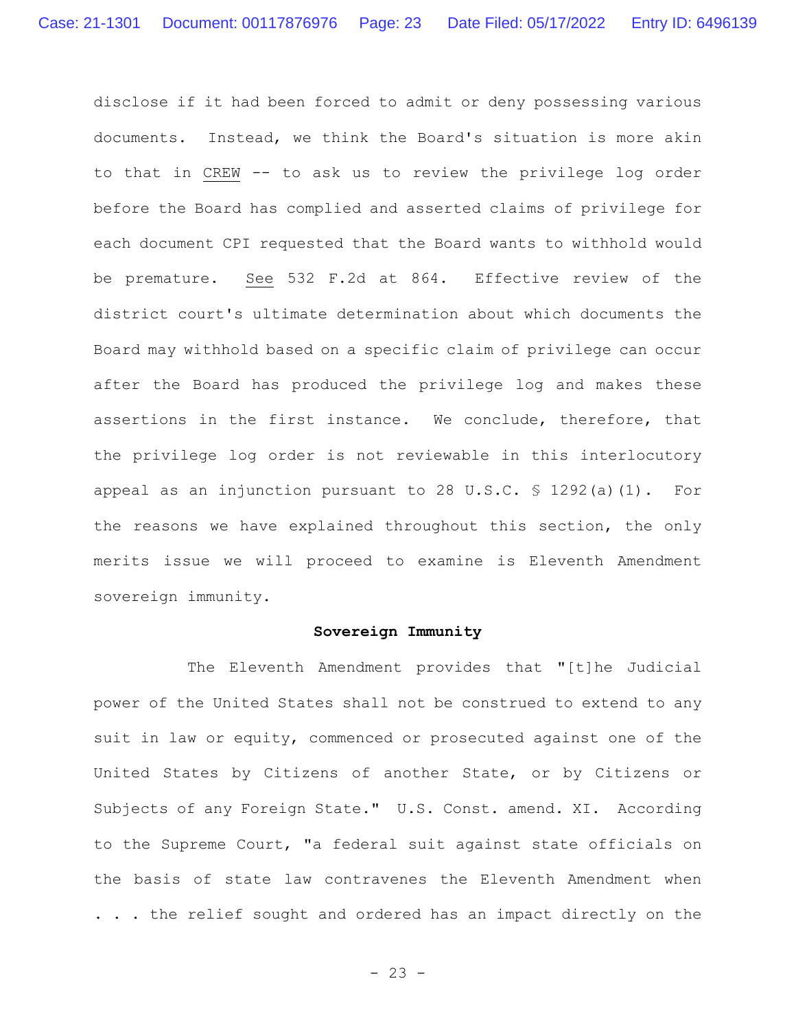disclose if it had been forced to admit or deny possessing various documents. Instead, we think the Board's situation is more akin to that in CREW -- to ask us to review the privilege log order before the Board has complied and asserted claims of privilege for each document CPI requested that the Board wants to withhold would be premature. See 532 F.2d at 864. Effective review of the district court's ultimate determination about which documents the Board may withhold based on a specific claim of privilege can occur after the Board has produced the privilege log and makes these assertions in the first instance. We conclude, therefore, that the privilege log order is not reviewable in this interlocutory appeal as an injunction pursuant to 28 U.S.C. § 1292(a)(1). For the reasons we have explained throughout this section, the only merits issue we will proceed to examine is Eleventh Amendment sovereign immunity.

**Sovereign Immunity**

The Eleventh Amendment provides that "[t]he Judicial power of the United States shall not be construed to extend to any suit in law or equity, commenced or prosecuted against one of the United States by Citizens of another State, or by Citizens or Subjects of any Foreign State." U.S. Const. amend. XI. According to the Supreme Court, "a federal suit against state officials on the basis of state law contravenes the Eleventh Amendment when . . . the relief sought and ordered has an impact directly on the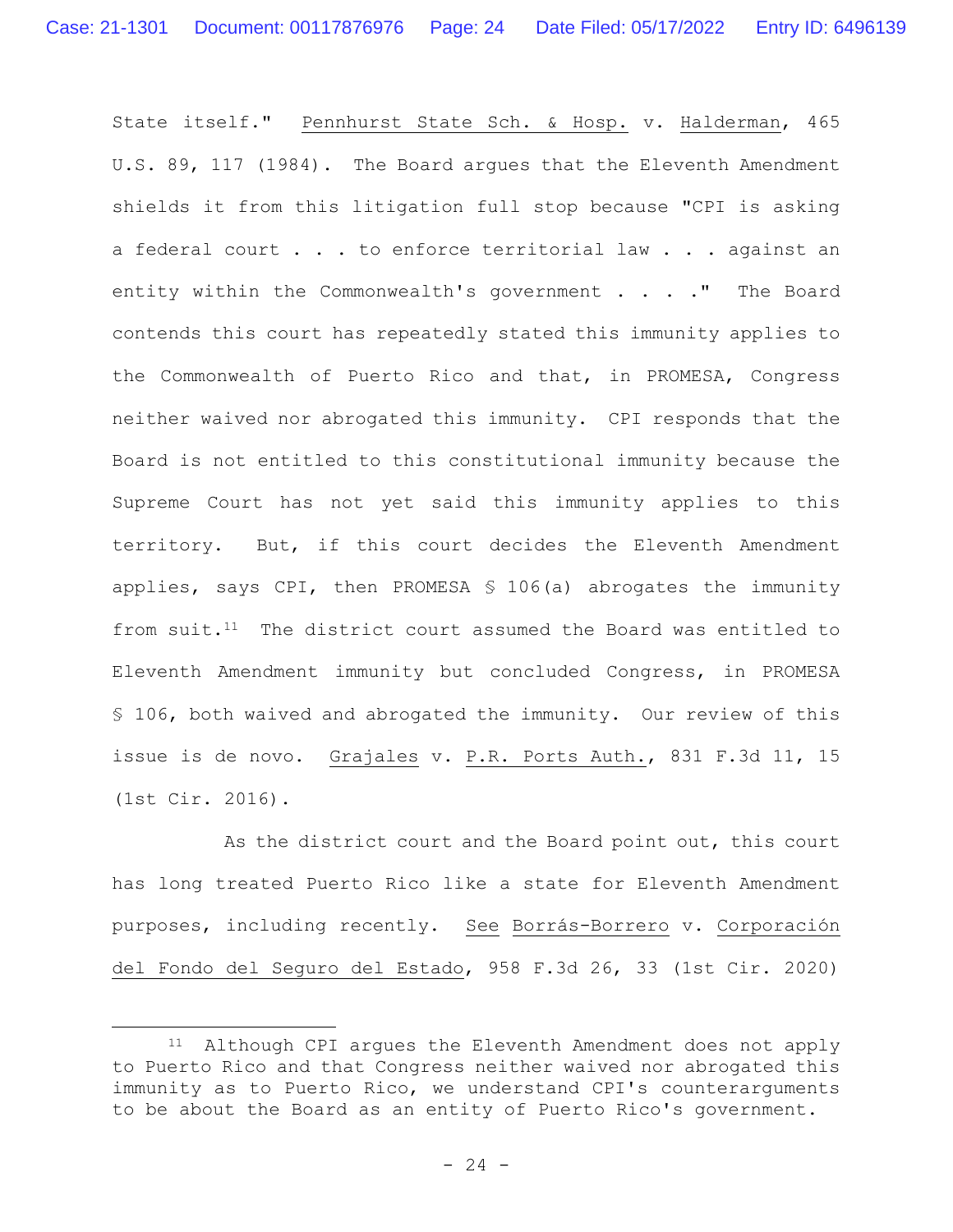State itself." Pennhurst State Sch. & Hosp. v. Halderman, 465 U.S. 89, 117 (1984). The Board argues that the Eleventh Amendment shields it from this litigation full stop because "CPI is asking a federal court . . . to enforce territorial law . . . against an entity within the Commonwealth's government . . . ." The Board contends this court has repeatedly stated this immunity applies to the Commonwealth of Puerto Rico and that, in PROMESA, Congress neither waived nor abrogated this immunity. CPI responds that the Board is not entitled to this constitutional immunity because the Supreme Court has not yet said this immunity applies to this territory. But, if this court decides the Eleventh Amendment applies, says CPI, then PROMESA § 106(a) abrogates the immunity from suit.[11] The district court assumed the Board was entitled to Eleventh Amendment immunity but concluded Congress, in PROMESA § 106, both waived and abrogated the immunity. Our review of this issue is de novo. Grajales v. P.R. Ports Auth., 831 F.3d 11, 15 (1st Cir. 2016).

As the district court and the Board point out, this court has long treated Puerto Rico like a state for Eleventh Amendment purposes, including recently. See Borrás-Borrero v. Corporación del Fondo del Seguro del Estado, 958 F.3d 26, 33 (1st Cir. 2020)

[11] Although CPI argues the Eleventh Amendment does not apply to Puerto Rico and that Congress neither waived nor abrogated this immunity as to Puerto Rico, we understand CPI's counterarguments to be about the Board as an entity of Puerto Rico's government.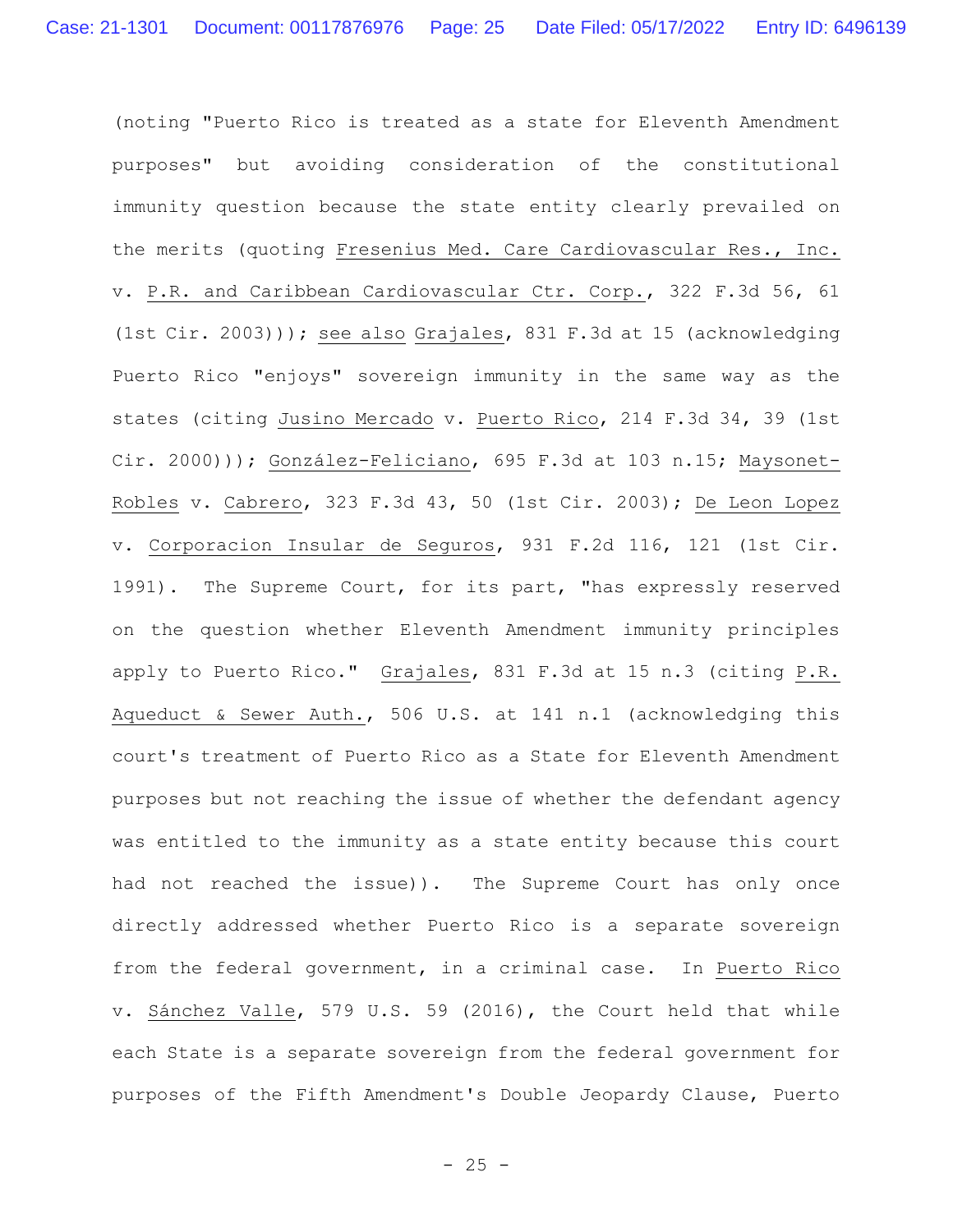(noting "Puerto Rico is treated as a state for Eleventh Amendment purposes" but avoiding consideration of the constitutional immunity question because the state entity clearly prevailed on the merits (quoting Fresenius Med. Care Cardiovascular Res., Inc. v. P.R. and Caribbean Cardiovascular Ctr. Corp., 322 F.3d 56, 61 (1st Cir. 2003))); see also Grajales, 831 F.3d at 15 (acknowledging Puerto Rico "enjoys" sovereign immunity in the same way as the states (citing Jusino Mercado v. Puerto Rico, 214 F.3d 34, 39 (1st Cir. 2000))); González-Feliciano, 695 F.3d at 103 n.15; Maysonet-Robles v. Cabrero, 323 F.3d 43, 50 (1st Cir. 2003); De Leon Lopez v. Corporacion Insular de Seguros, 931 F.2d 116, 121 (1st Cir. 1991). The Supreme Court, for its part, "has expressly reserved on the question whether Eleventh Amendment immunity principles apply to Puerto Rico." Grajales, 831 F.3d at 15 n.3 (citing P.R. Aqueduct & Sewer Auth., 506 U.S. at 141 n.1 (acknowledging this court's treatment of Puerto Rico as a State for Eleventh Amendment purposes but not reaching the issue of whether the defendant agency was entitled to the immunity as a state entity because this court had not reached the issue)). The Supreme Court has only once directly addressed whether Puerto Rico is a separate sovereign from the federal government, in a criminal case. In Puerto Rico v. Sánchez Valle, 579 U.S. 59 (2016), the Court held that while each State is a separate sovereign from the federal government for purposes of the Fifth Amendment's Double Jeopardy Clause, Puerto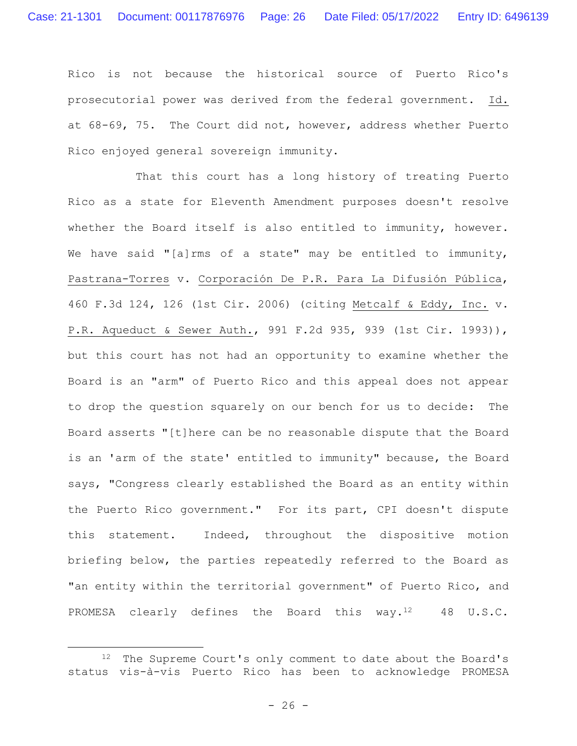Rico is not because the historical source of Puerto Rico's prosecutorial power was derived from the federal government. Id. at 68-69, 75. The Court did not, however, address whether Puerto Rico enjoyed general sovereign immunity.

That this court has a long history of treating Puerto Rico as a state for Eleventh Amendment purposes doesn't resolve whether the Board itself is also entitled to immunity, however. We have said "[a]rms of a state" may be entitled to immunity, Pastrana-Torres v. Corporación De P.R. Para La Difusión Pública, 460 F.3d 124, 126 (1st Cir. 2006) (citing Metcalf & Eddy, Inc. v. P.R. Aqueduct & Sewer Auth., 991 F.2d 935, 939 (1st Cir. 1993)), but this court has not had an opportunity to examine whether the Board is an "arm" of Puerto Rico and this appeal does not appear to drop the question squarely on our bench for us to decide: The Board asserts "[t]here can be no reasonable dispute that the Board is an 'arm of the state' entitled to immunity" because, the Board says, "Congress clearly established the Board as an entity within the Puerto Rico government." For its part, CPI doesn't dispute this statement. Indeed, throughout the dispositive motion briefing below, the parties repeatedly referred to the Board as "an entity within the territorial government" of Puerto Rico, and PROMESA clearly defines the Board this way.[12] 48 U.S.C.

[12] The Supreme Court's only comment to date about the Board's status vis-à-vis Puerto Rico has been to acknowledge PROMESA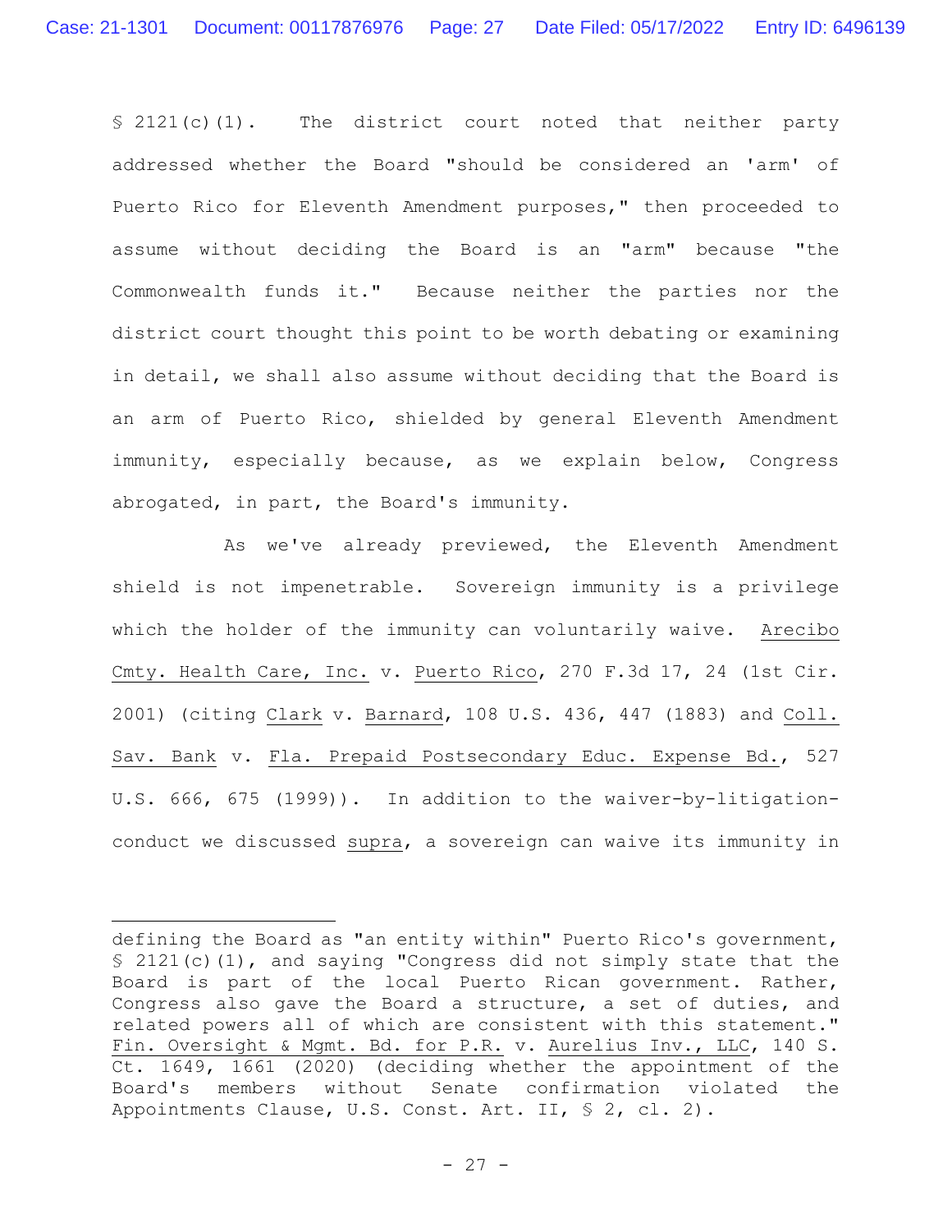§ 2121(c)(1). The district court noted that neither party addressed whether the Board "should be considered an 'arm' of Puerto Rico for Eleventh Amendment purposes," then proceeded to assume without deciding the Board is an "arm" because "the Commonwealth funds it." Because neither the parties nor the district court thought this point to be worth debating or examining in detail, we shall also assume without deciding that the Board is an arm of Puerto Rico, shielded by general Eleventh Amendment immunity, especially because, as we explain below, Congress abrogated, in part, the Board's immunity.

As we've already previewed, the Eleventh Amendment shield is not impenetrable. Sovereign immunity is a privilege which the holder of the immunity can voluntarily waive. Arecibo Cmty. Health Care, Inc. v. Puerto Rico, 270 F.3d 17, 24 (1st Cir. 2001) (citing Clark v. Barnard, 108 U.S. 436, 447 (1883) and Coll. Sav. Bank v. Fla. Prepaid Postsecondary Educ. Expense Bd., 527 U.S. 666, 675 (1999)). In addition to the waiver-by-litigation-conduct we discussed supra, a sovereign can waive its immunity in

---

defining the Board as "an entity within" Puerto Rico's government, § 2121(c)(1), and saying "Congress did not simply state that the Board is part of the local Puerto Rican government. Rather, Congress also gave the Board a structure, a set of duties, and related powers all of which are consistent with this statement." Fin. Oversight & Mgmt. Bd. for P.R. v. Aurelius Inv., LLC, 140 S. Ct. 1649, 1661 (2020) (deciding whether the appointment of the Board's members without Senate confirmation violated the Appointments Clause, U.S. Const. Art. II, § 2, cl. 2).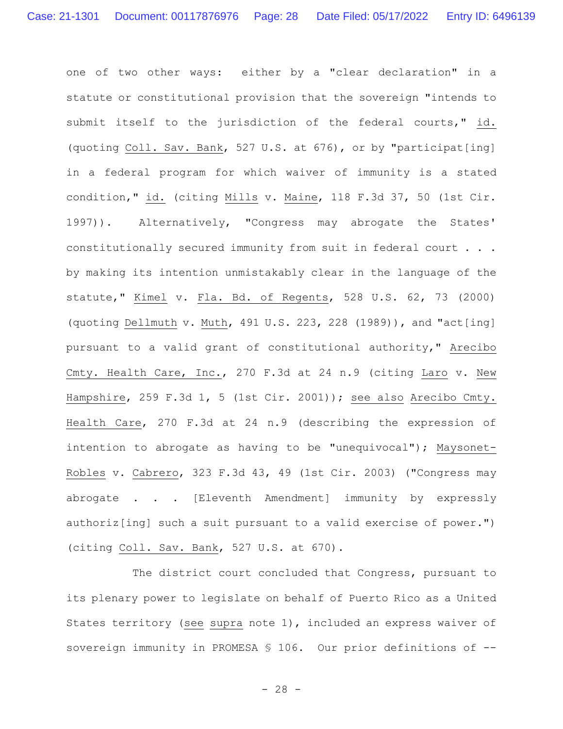one of two other ways: either by a "clear declaration" in a statute or constitutional provision that the sovereign "intends to submit itself to the jurisdiction of the federal courts," id. (quoting Coll. Sav. Bank, 527 U.S. at 676), or by "participat[ing] in a federal program for which waiver of immunity is a stated condition," id. (citing Mills v. Maine, 118 F.3d 37, 50 (1st Cir. 1997)). Alternatively, "Congress may abrogate the States' constitutionally secured immunity from suit in federal court . . . by making its intention unmistakably clear in the language of the statute," Kimel v. Fla. Bd. of Regents, 528 U.S. 62, 73 (2000) (quoting Dellmuth v. Muth, 491 U.S. 223, 228 (1989)), and "act[ing] pursuant to a valid grant of constitutional authority," Arecibo Cmty. Health Care, Inc., 270 F.3d at 24 n.9 (citing Laro v. New Hampshire, 259 F.3d 1, 5 (1st Cir. 2001)); see also Arecibo Cmty. Health Care, 270 F.3d at 24 n.9 (describing the expression of intention to abrogate as having to be "unequivocal"); Maysonet-Robles v. Cabrero, 323 F.3d 43, 49 (1st Cir. 2003) ("Congress may abrogate . . . [Eleventh Amendment] immunity by expressly authoriz[ing] such a suit pursuant to a valid exercise of power.") (citing Coll. Sav. Bank, 527 U.S. at 670).

The district court concluded that Congress, pursuant to its plenary power to legislate on behalf of Puerto Rico as a United States territory (see supra note 1), included an express waiver of sovereign immunity in PROMESA § 106. Our prior definitions of --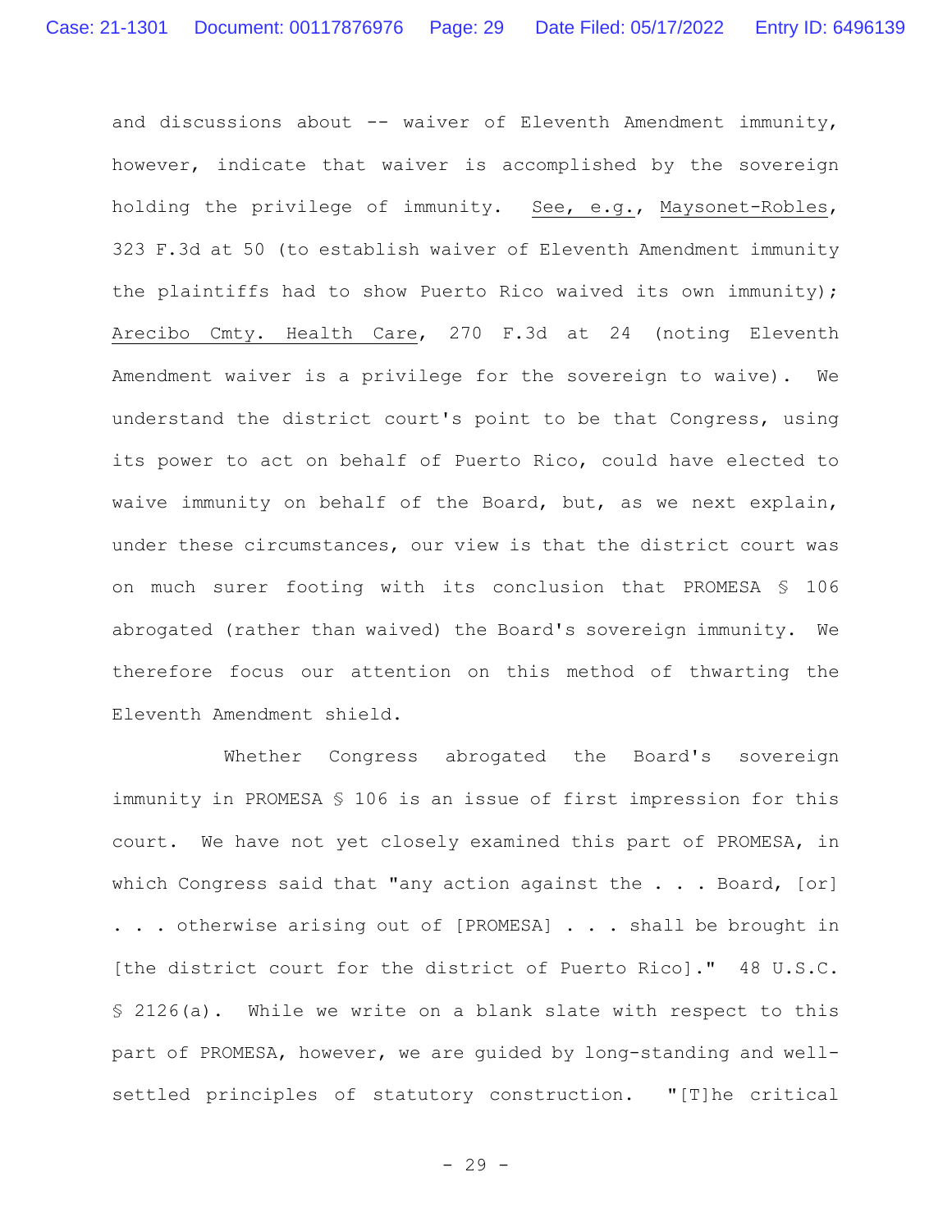and discussions about -- waiver of Eleventh Amendment immunity, however, indicate that waiver is accomplished by the sovereign holding the privilege of immunity. See, e.g., Maysonet-Robles, 323 F.3d at 50 (to establish waiver of Eleventh Amendment immunity the plaintiffs had to show Puerto Rico waived its own immunity); Arecibo Cmty. Health Care, 270 F.3d at 24 (noting Eleventh Amendment waiver is a privilege for the sovereign to waive). We understand the district court's point to be that Congress, using its power to act on behalf of Puerto Rico, could have elected to waive immunity on behalf of the Board, but, as we next explain, under these circumstances, our view is that the district court was on much surer footing with its conclusion that PROMESA § 106 abrogated (rather than waived) the Board's sovereign immunity. We therefore focus our attention on this method of thwarting the Eleventh Amendment shield.

Whether Congress abrogated the Board's sovereign immunity in PROMESA § 106 is an issue of first impression for this court. We have not yet closely examined this part of PROMESA, in which Congress said that "any action against the . . . Board, [or] . . . otherwise arising out of [PROMESA] . . . shall be brought in [the district court for the district of Puerto Rico]." 48 U.S.C. § 2126(a). While we write on a blank slate with respect to this part of PROMESA, however, we are guided by long-standing and well-settled principles of statutory construction. "[T]he critical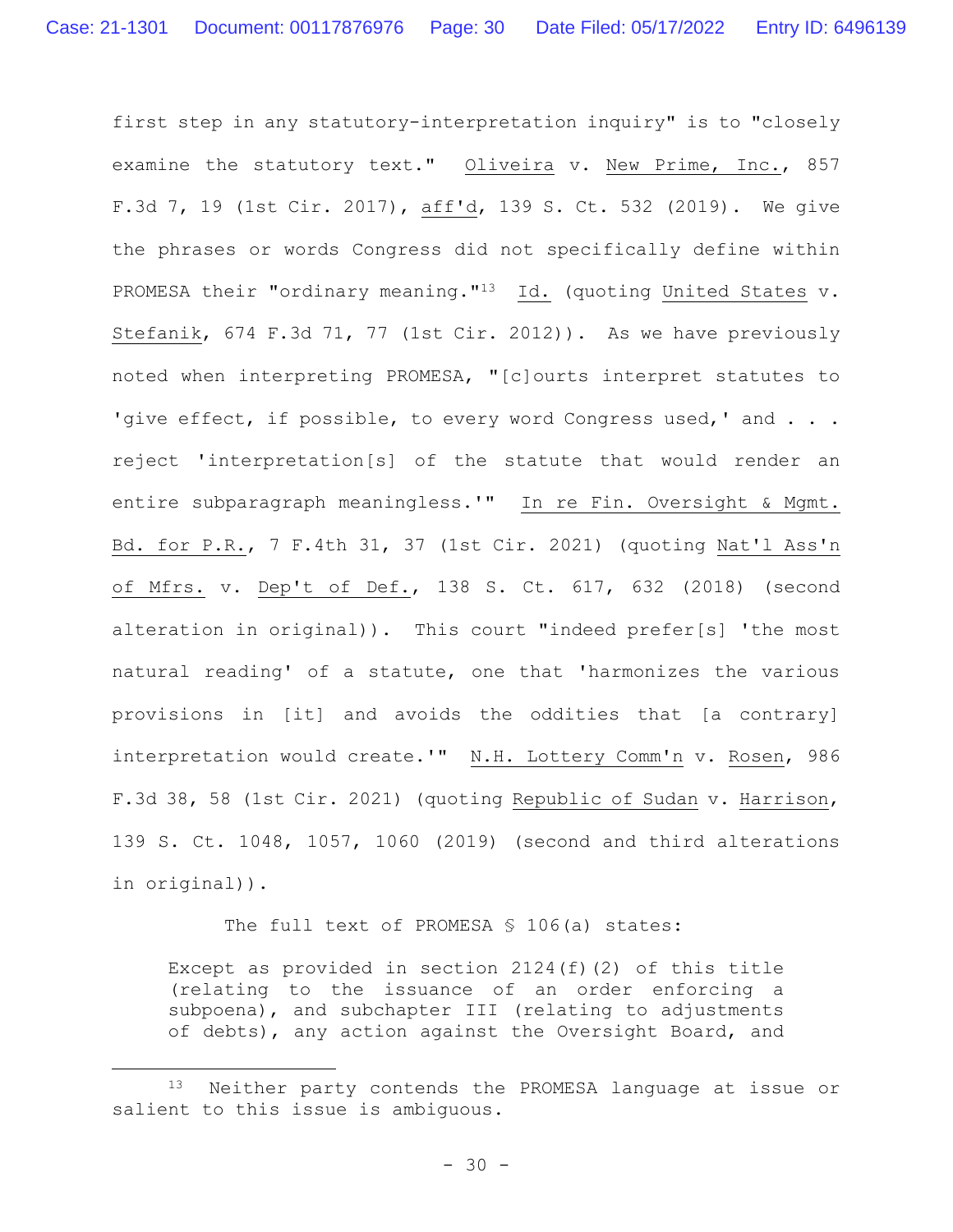first step in any statutory-interpretation inquiry" is to "closely examine the statutory text." Oliveira v. New Prime, Inc., 857 F.3d 7, 19 (1st Cir. 2017), aff'd, 139 S. Ct. 532 (2019). We give the phrases or words Congress did not specifically define within PROMESA their "ordinary meaning."[13] Id. (quoting United States v. Stefanik, 674 F.3d 71, 77 (1st Cir. 2012)). As we have previously noted when interpreting PROMESA, "[c]ourts interpret statutes to 'give effect, if possible, to every word Congress used,' and . . . reject 'interpretation[s] of the statute that would render an entire subparagraph meaningless.'" In re Fin. Oversight & Mgmt. Bd. for P.R., 7 F.4th 31, 37 (1st Cir. 2021) (quoting Nat'l Ass'n of Mfrs. v. Dep't of Def., 138 S. Ct. 617, 632 (2018) (second alteration in original)). This court "indeed prefer[s] 'the most natural reading' of a statute, one that 'harmonizes the various provisions in [it] and avoids the oddities that [a contrary] interpretation would create.'" N.H. Lottery Comm'n v. Rosen, 986 F.3d 38, 58 (1st Cir. 2021) (quoting Republic of Sudan v. Harrison, 139 S. Ct. 1048, 1057, 1060 (2019) (second and third alterations in original)).

The full text of PROMESA § 106(a) states:

> Except as provided in section 2124(f)(2) of this title (relating to the issuance of an order enforcing a subpoena), and subchapter III (relating to adjustments of debts), any action against the Oversight Board, and

---

[13] Neither party contends the PROMESA language at issue or salient to this issue is ambiguous.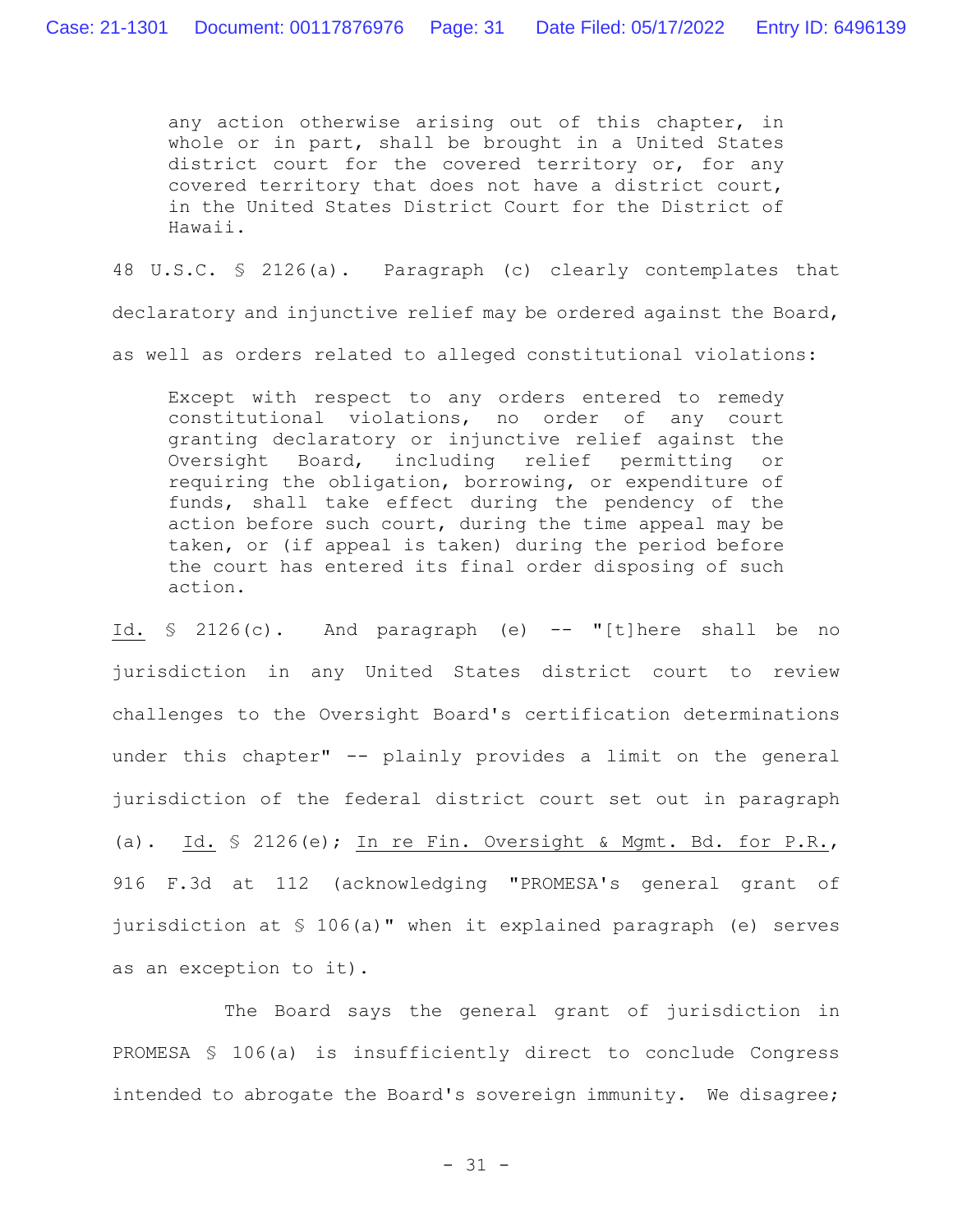> any action otherwise arising out of this chapter, in whole or in part, shall be brought in a United States district court for the covered territory or, for any covered territory that does not have a district court, in the United States District Court for the District of Hawaii.

48 U.S.C. § 2126(a). Paragraph (c) clearly contemplates that declaratory and injunctive relief may be ordered against the Board, as well as orders related to alleged constitutional violations:

> Except with respect to any orders entered to remedy constitutional violations, no order of any court granting declaratory or injunctive relief against the Oversight Board, including relief permitting or requiring the obligation, borrowing, or expenditure of funds, shall take effect during the pendency of the action before such court, during the time appeal may be taken, or (if appeal is taken) during the period before the court has entered its final order disposing of such action.

Id. § 2126(c). And paragraph (e) -- "[t]here shall be no jurisdiction in any United States district court to review challenges to the Oversight Board's certification determinations under this chapter" -- plainly provides a limit on the general jurisdiction of the federal district court set out in paragraph (a). Id. § 2126(e); In re Fin. Oversight & Mgmt. Bd. for P.R., 916 F.3d at 112 (acknowledging "PROMESA's general grant of jurisdiction at § 106(a)" when it explained paragraph (e) serves as an exception to it).

The Board says the general grant of jurisdiction in PROMESA § 106(a) is insufficiently direct to conclude Congress intended to abrogate the Board's sovereign immunity. We disagree;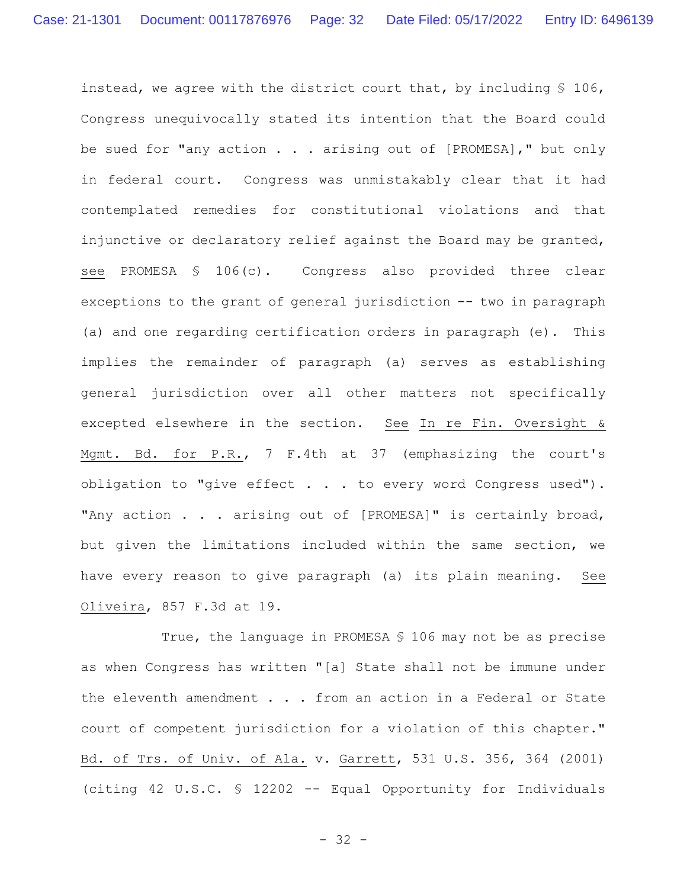instead, we agree with the district court that, by including § 106, Congress unequivocally stated its intention that the Board could be sued for "any action . . . arising out of [PROMESA]," but only in federal court. Congress was unmistakably clear that it had contemplated remedies for constitutional violations and that injunctive or declaratory relief against the Board may be granted, _see_ PROMESA § 106(c). Congress also provided three clear exceptions to the grant of general jurisdiction -- two in paragraph (a) and one regarding certification orders in paragraph (e). This implies the remainder of paragraph (a) serves as establishing general jurisdiction over all other matters not specifically excepted elsewhere in the section. _See_ _In re Fin. Oversight & Mgmt. Bd. for P.R._, 7 F.4th at 37 (emphasizing the court's obligation to "give effect . . . to every word Congress used"). "Any action . . . arising out of [PROMESA]" is certainly broad, but given the limitations included within the same section, we have every reason to give paragraph (a) its plain meaning. _See_ _Oliveira_, 857 F.3d at 19.

True, the language in PROMESA § 106 may not be as precise as when Congress has written "[a] State shall not be immune under the eleventh amendment . . . from an action in a Federal or State court of competent jurisdiction for a violation of this chapter." _Bd. of Trs. of Univ. of Ala._ v. _Garrett_, 531 U.S. 356, 364 (2001) (citing 42 U.S.C. § 12202 -- Equal Opportunity for Individuals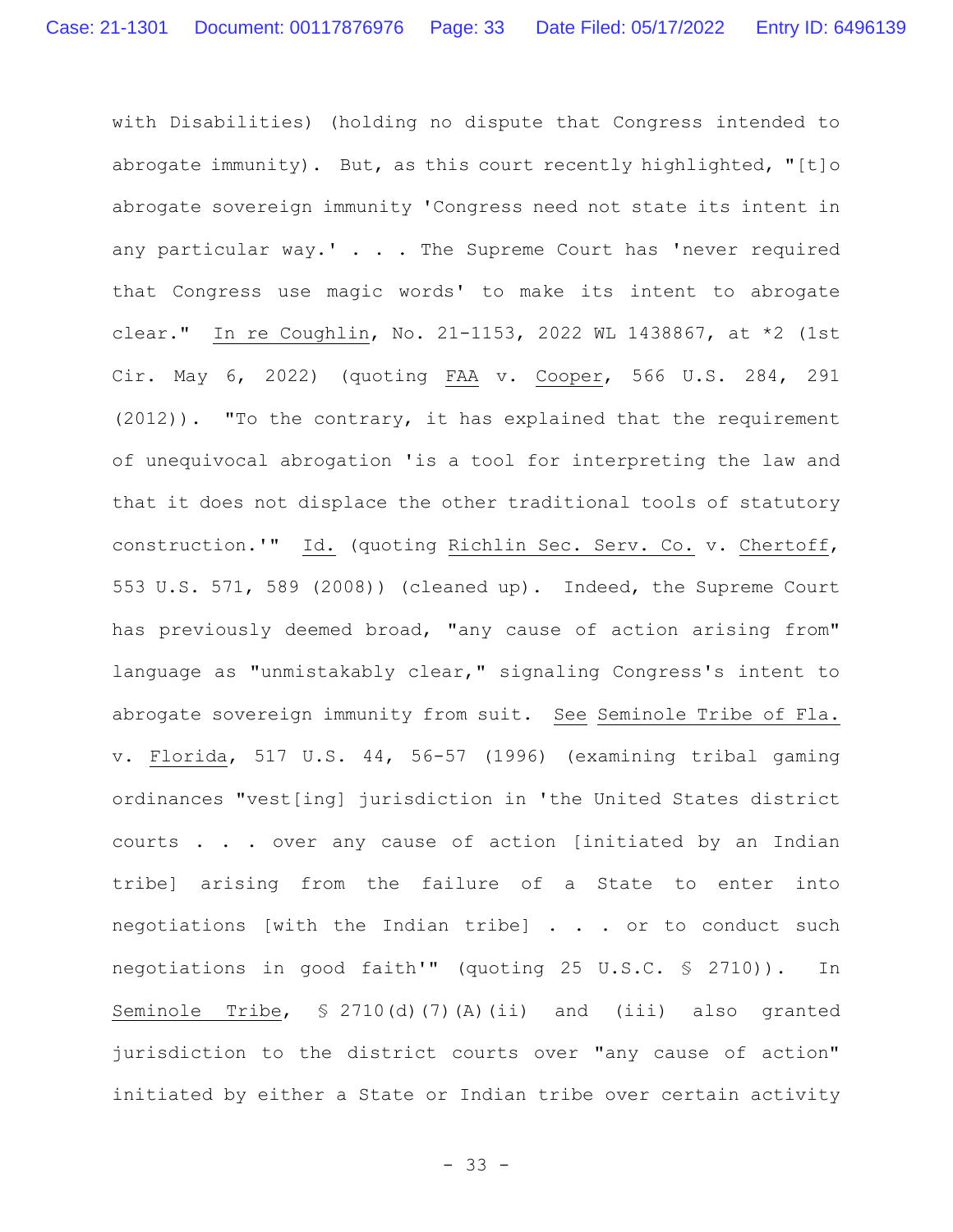with Disabilities) (holding no dispute that Congress intended to abrogate immunity). But, as this court recently highlighted, "[t]o abrogate sovereign immunity 'Congress need not state its intent in any particular way.' . . . The Supreme Court has 'never required that Congress use magic words' to make its intent to abrogate clear." In re Coughlin, No. 21-1153, 2022 WL 1438867, at *2 (1st Cir. May 6, 2022) (quoting FAA v. Cooper, 566 U.S. 284, 291 (2012)). "To the contrary, it has explained that the requirement of unequivocal abrogation 'is a tool for interpreting the law and that it does not displace the other traditional tools of statutory construction.'" Id. (quoting Richlin Sec. Serv. Co. v. Chertoff, 553 U.S. 571, 589 (2008)) (cleaned up). Indeed, the Supreme Court has previously deemed broad, "any cause of action arising from" language as "unmistakably clear," signaling Congress's intent to abrogate sovereign immunity from suit. See Seminole Tribe of Fla. v. Florida, 517 U.S. 44, 56-57 (1996) (examining tribal gaming ordinances "vest[ing] jurisdiction in 'the United States district courts . . . over any cause of action [initiated by an Indian tribe] arising from the failure of a State to enter into negotiations [with the Indian tribe] . . . or to conduct such negotiations in good faith'" (quoting 25 U.S.C. § 2710)). In Seminole Tribe, § 2710(d)(7)(A)(ii) and (iii) also granted jurisdiction to the district courts over "any cause of action" initiated by either a State or Indian tribe over certain activity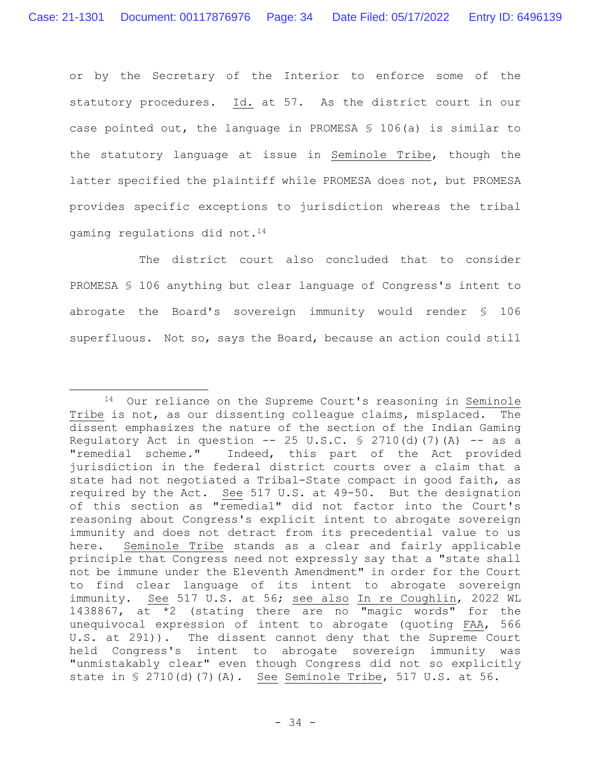or by the Secretary of the Interior to enforce some of the statutory procedures. Id. at 57. As the district court in our case pointed out, the language in PROMESA § 106(a) is similar to the statutory language at issue in Seminole Tribe, though the latter specified the plaintiff while PROMESA does not, but PROMESA provides specific exceptions to jurisdiction whereas the tribal gaming regulations did not.[14]

The district court also concluded that to consider PROMESA § 106 anything but clear language of Congress's intent to abrogate the Board's sovereign immunity would render § 106 superfluous. Not so, says the Board, because an action could still

---

[14] Our reliance on the Supreme Court's reasoning in Seminole Tribe is not, as our dissenting colleague claims, misplaced. The dissent emphasizes the nature of the section of the Indian Gaming Regulatory Act in question -- 25 U.S.C. § 2710(d)(7)(A) -- as a "remedial scheme." Indeed, this part of the Act provided jurisdiction in the federal district courts over a claim that a state had not negotiated a Tribal-State compact in good faith, as required by the Act. See 517 U.S. at 49-50. But the designation of this section as "remedial" did not factor into the Court's reasoning about Congress's explicit intent to abrogate sovereign immunity and does not detract from its precedential value to us here. Seminole Tribe stands as a clear and fairly applicable principle that Congress need not expressly say that a "state shall not be immune under the Eleventh Amendment" in order for the Court to find clear language of its intent to abrogate sovereign immunity. See 517 U.S. at 56; see also In re Coughlin, 2022 WL 1438867, at *2 (stating there are no "magic words" for the unequivocal expression of intent to abrogate (quoting FAA, 566 U.S. at 291)). The dissent cannot deny that the Supreme Court held Congress's intent to abrogate sovereign immunity was "unmistakably clear" even though Congress did not so explicitly state in § 2710(d)(7)(A). See Seminole Tribe, 517 U.S. at 56.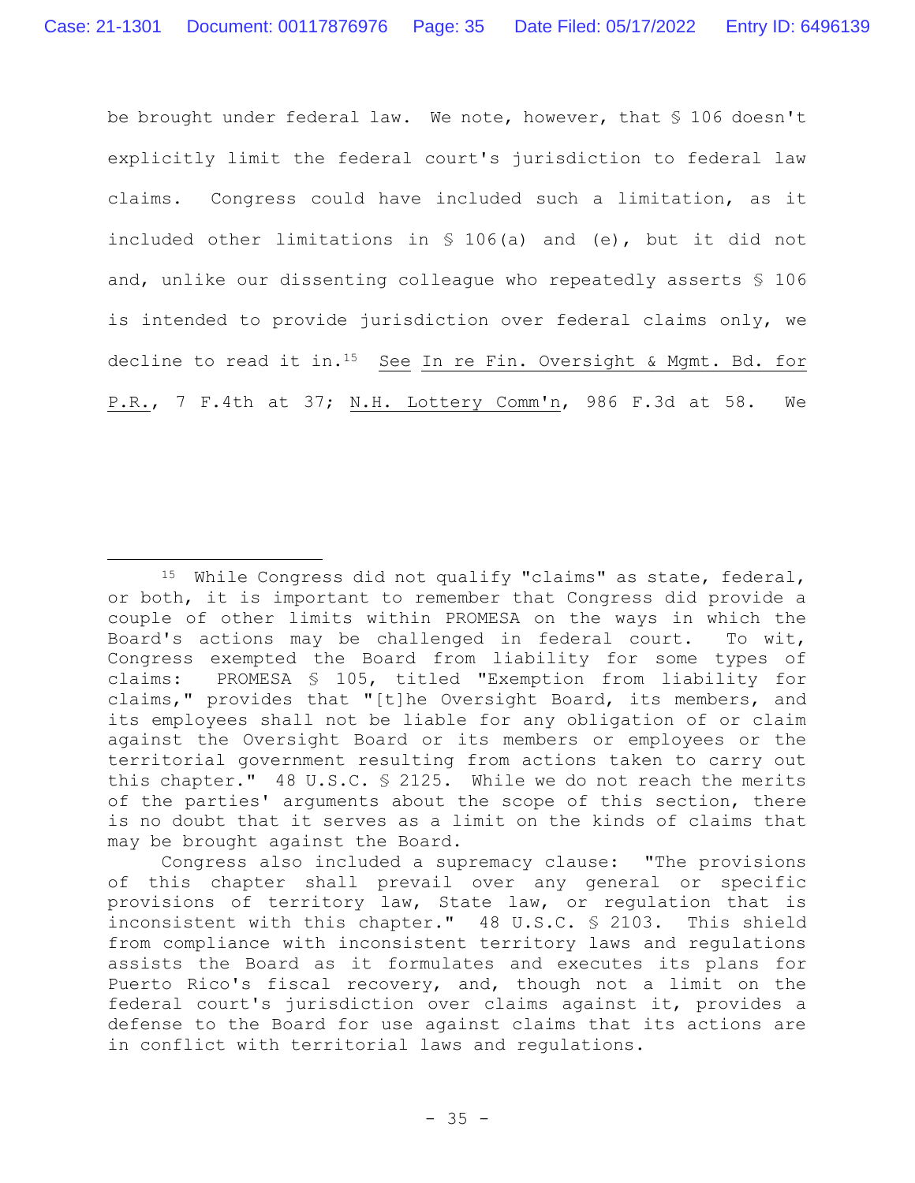be brought under federal law. We note, however, that § 106 doesn't explicitly limit the federal court's jurisdiction to federal law claims. Congress could have included such a limitation, as it included other limitations in § 106(a) and (e), but it did not and, unlike our dissenting colleague who repeatedly asserts § 106 is intended to provide jurisdiction over federal claims only, we decline to read it in.[15] See In re Fin. Oversight & Mgmt. Bd. for P.R., 7 F.4th at 37; N.H. Lottery Comm'n, 986 F.3d at 58. We

---

[15] While Congress did not qualify "claims" as state, federal, or both, it is important to remember that Congress did provide a couple of other limits within PROMESA on the ways in which the Board's actions may be challenged in federal court. To wit, Congress exempted the Board from liability for some types of claims: PROMESA § 105, titled "Exemption from liability for claims," provides that "[t]he Oversight Board, its members, and its employees shall not be liable for any obligation of or claim against the Oversight Board or its members or employees or the territorial government resulting from actions taken to carry out this chapter." 48 U.S.C. § 2125. While we do not reach the merits of the parties' arguments about the scope of this section, there is no doubt that it serves as a limit on the kinds of claims that may be brought against the Board.

Congress also included a supremacy clause: "The provisions of this chapter shall prevail over any general or specific provisions of territory law, State law, or regulation that is inconsistent with this chapter." 48 U.S.C. § 2103. This shield from compliance with inconsistent territory laws and regulations assists the Board as it formulates and executes its plans for Puerto Rico's fiscal recovery, and, though not a limit on the federal court's jurisdiction over claims against it, provides a defense to the Board for use against claims that its actions are in conflict with territorial laws and regulations.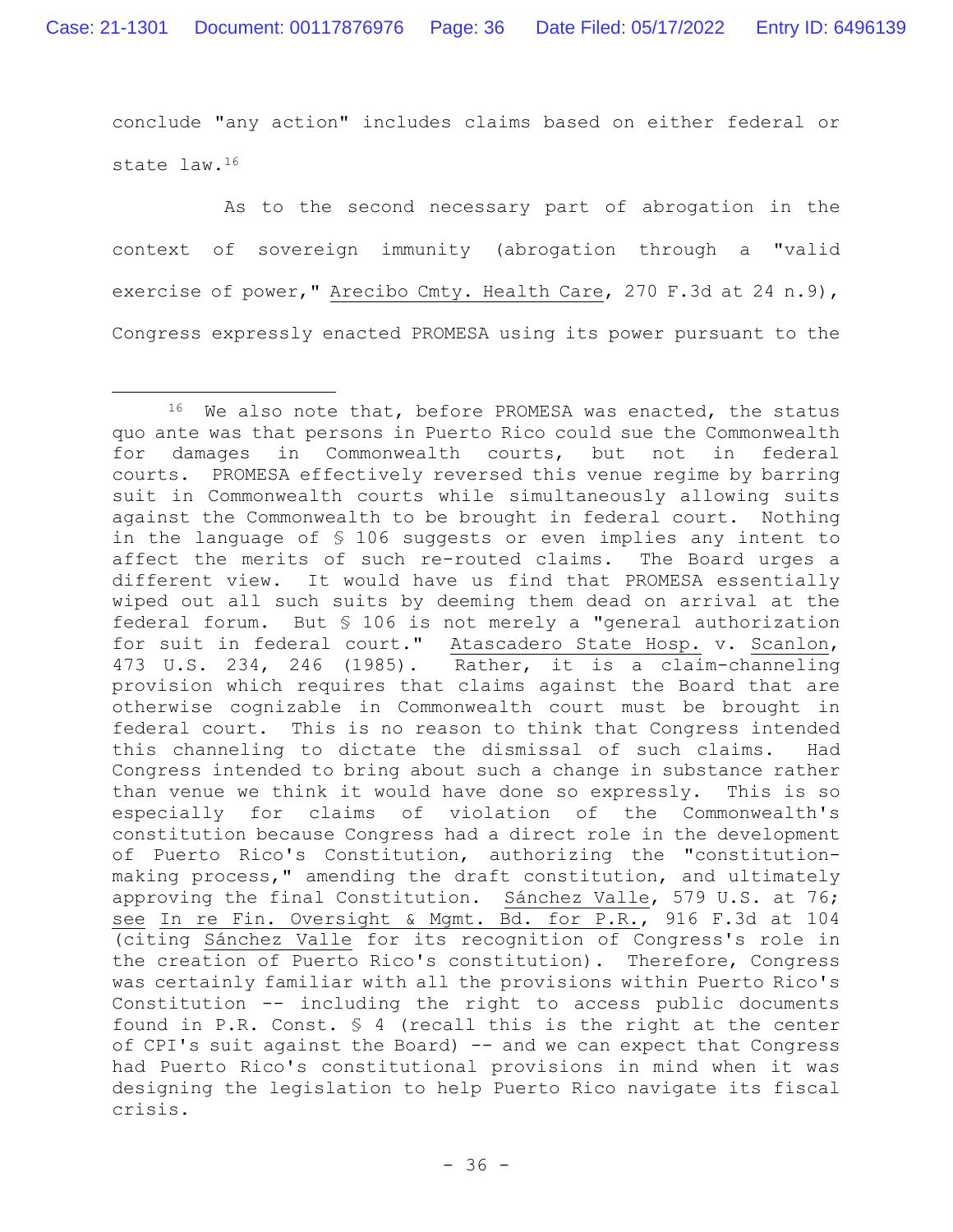conclude "any action" includes claims based on either federal or state law.[16]

As to the second necessary part of abrogation in the context of sovereign immunity (abrogation through a "valid exercise of power," Arecibo Cmty. Health Care, 270 F.3d at 24 n.9), Congress expressly enacted PROMESA using its power pursuant to the

---

[16] We also note that, before PROMESA was enacted, the status quo ante was that persons in Puerto Rico could sue the Commonwealth for damages in Commonwealth courts, but not in federal courts. PROMESA effectively reversed this venue regime by barring suit in Commonwealth courts while simultaneously allowing suits against the Commonwealth to be brought in federal court. Nothing in the language of § 106 suggests or even implies any intent to affect the merits of such re-routed claims. The Board urges a different view. It would have us find that PROMESA essentially wiped out all such suits by deeming them dead on arrival at the federal forum. But § 106 is not merely a "general authorization for suit in federal court." Atascadero State Hosp. v. Scanlon, 473 U.S. 234, 246 (1985). Rather, it is a claim-channeling provision which requires that claims against the Board that are otherwise cognizable in Commonwealth court must be brought in federal court. This is no reason to think that Congress intended this channeling to dictate the dismissal of such claims. Had Congress intended to bring about such a change in substance rather than venue we think it would have done so expressly. This is so especially for claims of violation of the Commonwealth's constitution because Congress had a direct role in the development of Puerto Rico's Constitution, authorizing the "constitution-making process," amending the draft constitution, and ultimately approving the final Constitution. Sánchez Valle, 579 U.S. at 76; see In re Fin. Oversight & Mgmt. Bd. for P.R., 916 F.3d at 104 (citing Sánchez Valle for its recognition of Congress's role in the creation of Puerto Rico's constitution). Therefore, Congress was certainly familiar with all the provisions within Puerto Rico's Constitution -- including the right to access public documents found in P.R. Const. § 4 (recall this is the right at the center of CPI's suit against the Board) -- and we can expect that Congress had Puerto Rico's constitutional provisions in mind when it was designing the legislation to help Puerto Rico navigate its fiscal crisis.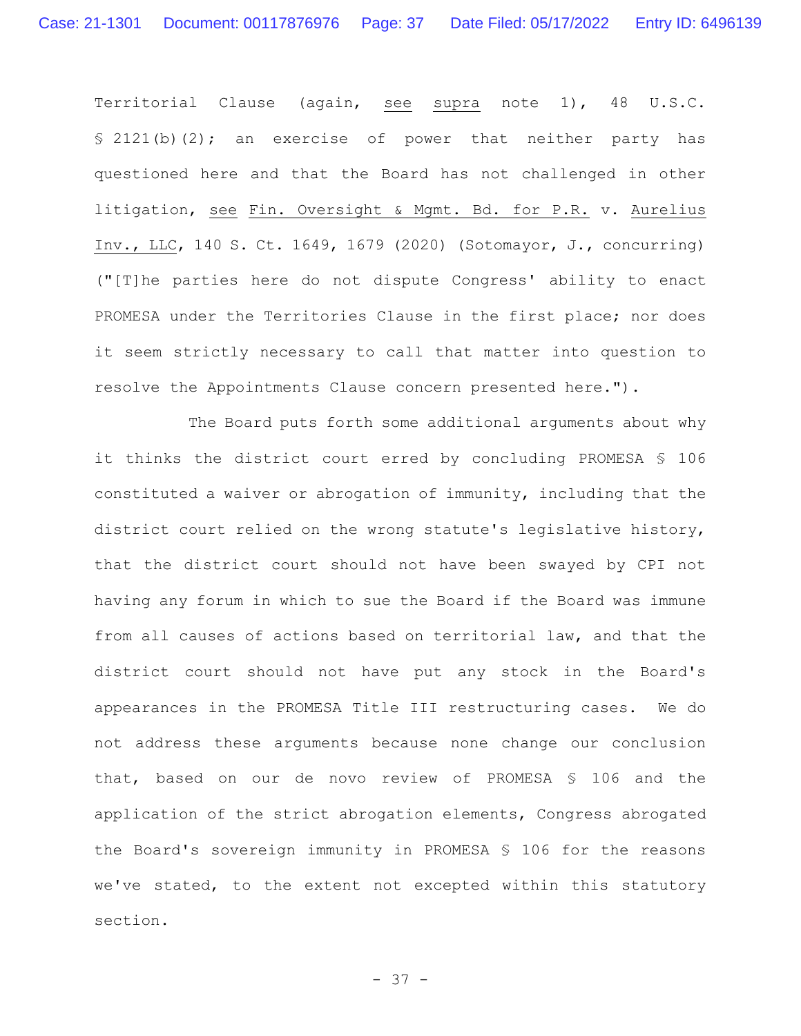Territorial Clause (again, see supra note 1), 48 U.S.C. § 2121(b)(2); an exercise of power that neither party has questioned here and that the Board has not challenged in other litigation, see Fin. Oversight & Mgmt. Bd. for P.R. v. Aurelius Inv., LLC, 140 S. Ct. 1649, 1679 (2020) (Sotomayor, J., concurring) ("[T]he parties here do not dispute Congress' ability to enact PROMESA under the Territories Clause in the first place; nor does it seem strictly necessary to call that matter into question to resolve the Appointments Clause concern presented here.").

The Board puts forth some additional arguments about why it thinks the district court erred by concluding PROMESA § 106 constituted a waiver or abrogation of immunity, including that the district court relied on the wrong statute's legislative history, that the district court should not have been swayed by CPI not having any forum in which to sue the Board if the Board was immune from all causes of actions based on territorial law, and that the district court should not have put any stock in the Board's appearances in the PROMESA Title III restructuring cases. We do not address these arguments because none change our conclusion that, based on our de novo review of PROMESA § 106 and the application of the strict abrogation elements, Congress abrogated the Board's sovereign immunity in PROMESA § 106 for the reasons we've stated, to the extent not excepted within this statutory section.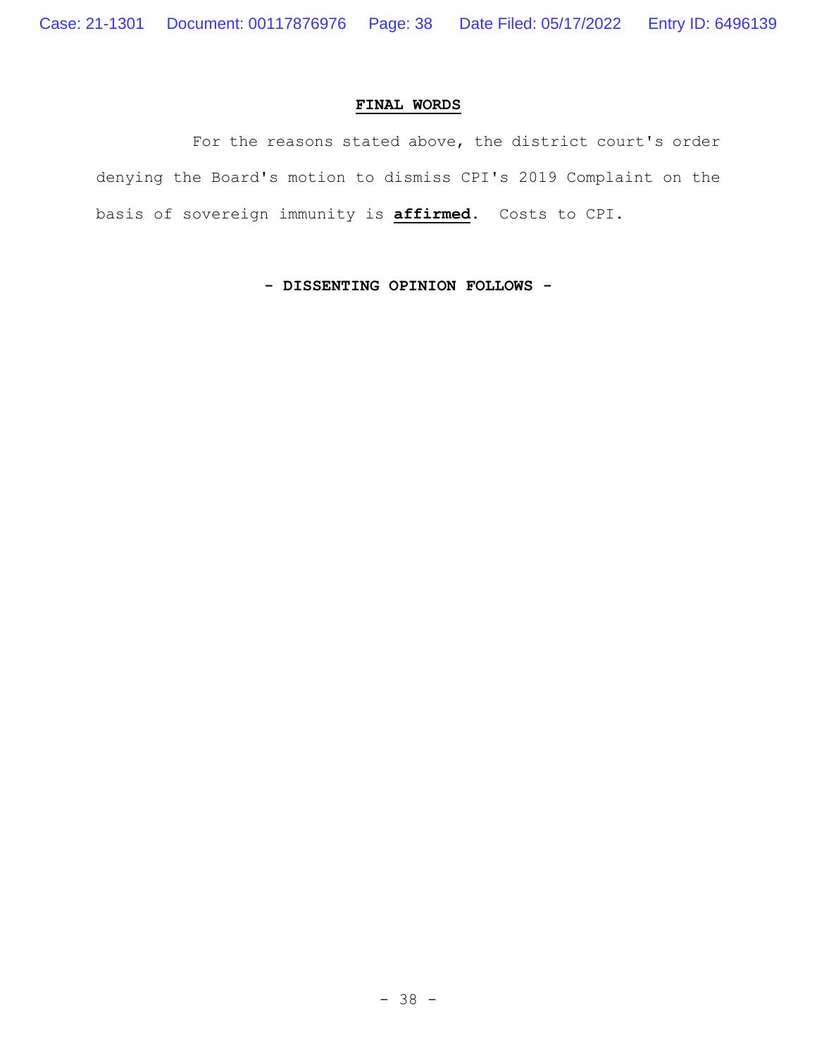## FINAL WORDS

For the reasons stated above, the district court's order denying the Board's motion to dismiss CPI's 2019 Complaint on the basis of sovereign immunity is **affirmed**. Costs to CPI.

**- DISSENTING OPINION FOLLOWS -**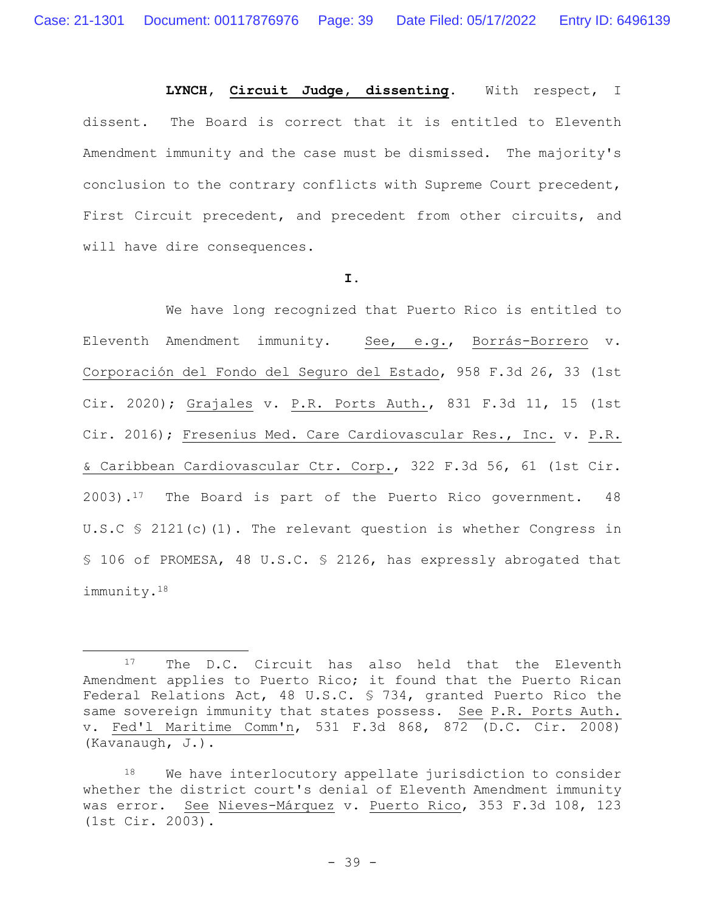**LYNCH, Circuit Judge, dissenting.** With respect, I dissent. The Board is correct that it is entitled to Eleventh Amendment immunity and the case must be dismissed. The majority's conclusion to the contrary conflicts with Supreme Court precedent, First Circuit precedent, and precedent from other circuits, and will have dire consequences.

**I.**

We have long recognized that Puerto Rico is entitled to Eleventh Amendment immunity. See, e.g., Borrás-Borrero v. Corporación del Fondo del Seguro del Estado, 958 F.3d 26, 33 (1st Cir. 2020); Grajales v. P.R. Ports Auth., 831 F.3d 11, 15 (1st Cir. 2016); Fresenius Med. Care Cardiovascular Res., Inc. v. P.R. & Caribbean Cardiovascular Ctr. Corp., 322 F.3d 56, 61 (1st Cir. 2003).[17] The Board is part of the Puerto Rico government. 48 U.S.C § 2121(c)(1). The relevant question is whether Congress in § 106 of PROMESA, 48 U.S.C. § 2126, has expressly abrogated that immunity.[18]

---

[17] The D.C. Circuit has also held that the Eleventh Amendment applies to Puerto Rico; it found that the Puerto Rican Federal Relations Act, 48 U.S.C. § 734, granted Puerto Rico the same sovereign immunity that states possess. See P.R. Ports Auth. v. Fed'l Maritime Comm'n, 531 F.3d 868, 872 (D.C. Cir. 2008) (Kavanaugh, J.).

[18] We have interlocutory appellate jurisdiction to consider whether the district court's denial of Eleventh Amendment immunity was error. See Nieves-Márquez v. Puerto Rico, 353 F.3d 108, 123 (1st Cir. 2003).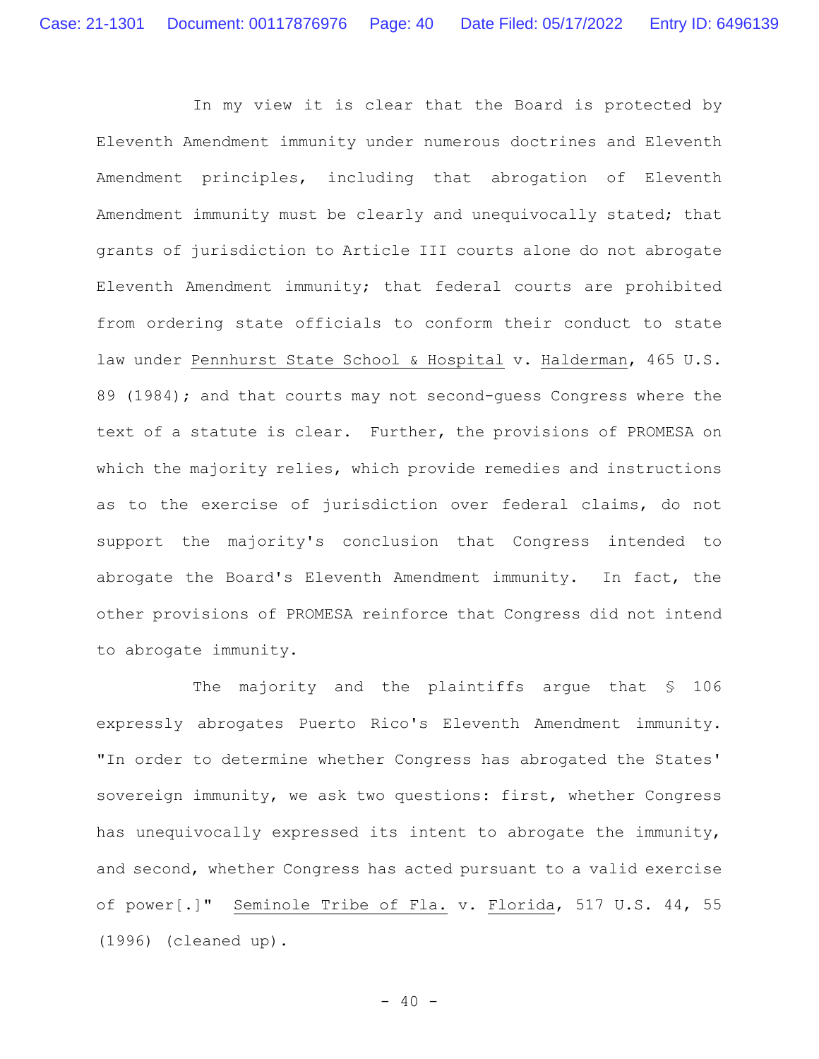In my view it is clear that the Board is protected by Eleventh Amendment immunity under numerous doctrines and Eleventh Amendment principles, including that abrogation of Eleventh Amendment immunity must be clearly and unequivocally stated; that grants of jurisdiction to Article III courts alone do not abrogate Eleventh Amendment immunity; that federal courts are prohibited from ordering state officials to conform their conduct to state law under Pennhurst State School & Hospital v. Halderman, 465 U.S. 89 (1984); and that courts may not second-guess Congress where the text of a statute is clear. Further, the provisions of PROMESA on which the majority relies, which provide remedies and instructions as to the exercise of jurisdiction over federal claims, do not support the majority's conclusion that Congress intended to abrogate the Board's Eleventh Amendment immunity. In fact, the other provisions of PROMESA reinforce that Congress did not intend to abrogate immunity.

The majority and the plaintiffs argue that § 106 expressly abrogates Puerto Rico's Eleventh Amendment immunity. "In order to determine whether Congress has abrogated the States' sovereign immunity, we ask two questions: first, whether Congress has unequivocally expressed its intent to abrogate the immunity, and second, whether Congress has acted pursuant to a valid exercise of power[.]" Seminole Tribe of Fla. v. Florida, 517 U.S. 44, 55 (1996) (cleaned up).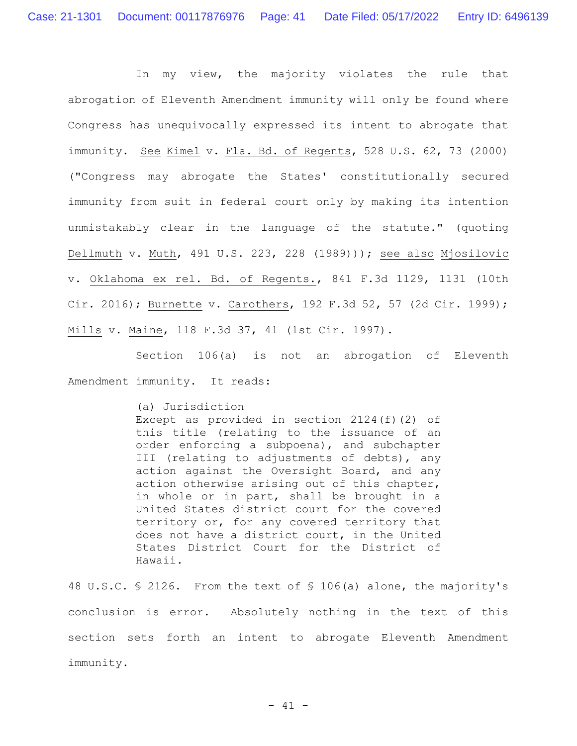In my view, the majority violates the rule that abrogation of Eleventh Amendment immunity will only be found where Congress has unequivocally expressed its intent to abrogate that immunity. See Kimel v. Fla. Bd. of Regents, 528 U.S. 62, 73 (2000) ("Congress may abrogate the States' constitutionally secured immunity from suit in federal court only by making its intention unmistakably clear in the language of the statute." (quoting Dellmuth v. Muth, 491 U.S. 223, 228 (1989))); see also Mjosilovic v. Oklahoma ex rel. Bd. of Regents., 841 F.3d 1129, 1131 (10th Cir. 2016); Burnette v. Carothers, 192 F.3d 52, 57 (2d Cir. 1999); Mills v. Maine, 118 F.3d 37, 41 (1st Cir. 1997).

Section 106(a) is not an abrogation of Eleventh Amendment immunity. It reads:

> (a) Jurisdiction
> Except as provided in section 2124(f)(2) of this title (relating to the issuance of an order enforcing a subpoena), and subchapter III (relating to adjustments of debts), any action against the Oversight Board, and any action otherwise arising out of this chapter, in whole or in part, shall be brought in a United States district court for the covered territory or, for any covered territory that does not have a district court, in the United States District Court for the District of Hawaii.

48 U.S.C. § 2126. From the text of § 106(a) alone, the majority's conclusion is error. Absolutely nothing in the text of this section sets forth an intent to abrogate Eleventh Amendment immunity.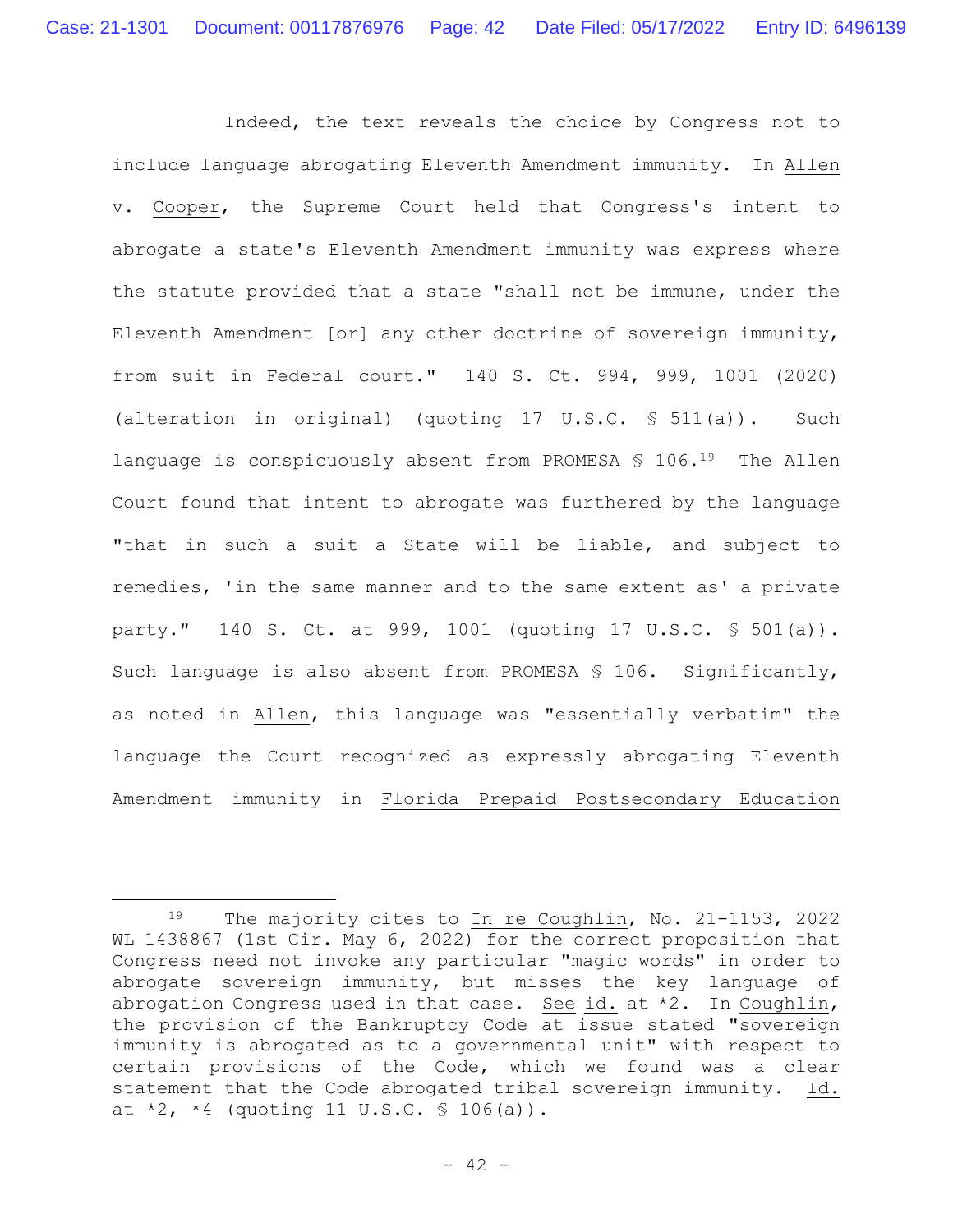Indeed, the text reveals the choice by Congress not to include language abrogating Eleventh Amendment immunity. In Allen v. Cooper, the Supreme Court held that Congress's intent to abrogate a state's Eleventh Amendment immunity was express where the statute provided that a state "shall not be immune, under the Eleventh Amendment [or] any other doctrine of sovereign immunity, from suit in Federal court." 140 S. Ct. 994, 999, 1001 (2020) (alteration in original) (quoting 17 U.S.C. § 511(a)). Such language is conspicuously absent from PROMESA § 106.[19] The Allen Court found that intent to abrogate was furthered by the language "that in such a suit a State will be liable, and subject to remedies, 'in the same manner and to the same extent as' a private party." 140 S. Ct. at 999, 1001 (quoting 17 U.S.C. § 501(a)). Such language is also absent from PROMESA § 106. Significantly, as noted in Allen, this language was "essentially verbatim" the language the Court recognized as expressly abrogating Eleventh Amendment immunity in Florida Prepaid Postsecondary Education

---

[19] The majority cites to In re Coughlin, No. 21-1153, 2022 WL 1438867 (1st Cir. May 6, 2022) for the correct proposition that Congress need not invoke any particular "magic words" in order to abrogate sovereign immunity, but misses the key language of abrogation Congress used in that case. See id. at *2. In Coughlin, the provision of the Bankruptcy Code at issue stated "sovereign immunity is abrogated as to a governmental unit" with respect to certain provisions of the Code, which we found was a clear statement that the Code abrogated tribal sovereign immunity. Id. at *2, *4 (quoting 11 U.S.C. § 106(a)).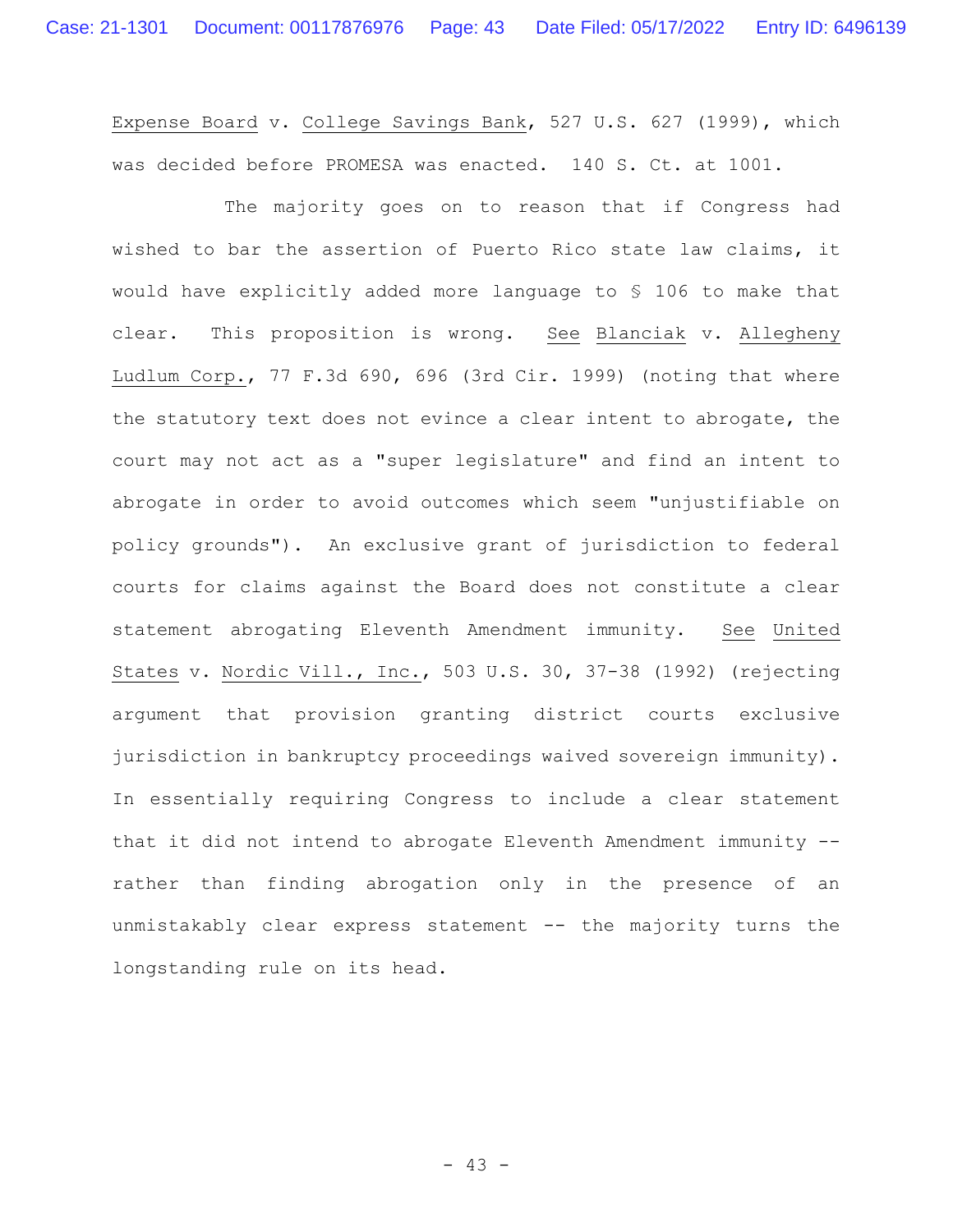Expense Board v. College Savings Bank, 527 U.S. 627 (1999), which was decided before PROMESA was enacted. 140 S. Ct. at 1001.

The majority goes on to reason that if Congress had wished to bar the assertion of Puerto Rico state law claims, it would have explicitly added more language to § 106 to make that clear. This proposition is wrong. See Blanciak v. Allegheny Ludlum Corp., 77 F.3d 690, 696 (3rd Cir. 1999) (noting that where the statutory text does not evince a clear intent to abrogate, the court may not act as a "super legislature" and find an intent to abrogate in order to avoid outcomes which seem "unjustifiable on policy grounds"). An exclusive grant of jurisdiction to federal courts for claims against the Board does not constitute a clear statement abrogating Eleventh Amendment immunity. See United States v. Nordic Vill., Inc., 503 U.S. 30, 37-38 (1992) (rejecting argument that provision granting district courts exclusive jurisdiction in bankruptcy proceedings waived sovereign immunity). In essentially requiring Congress to include a clear statement that it did not intend to abrogate Eleventh Amendment immunity -- rather than finding abrogation only in the presence of an unmistakably clear express statement -- the majority turns the longstanding rule on its head.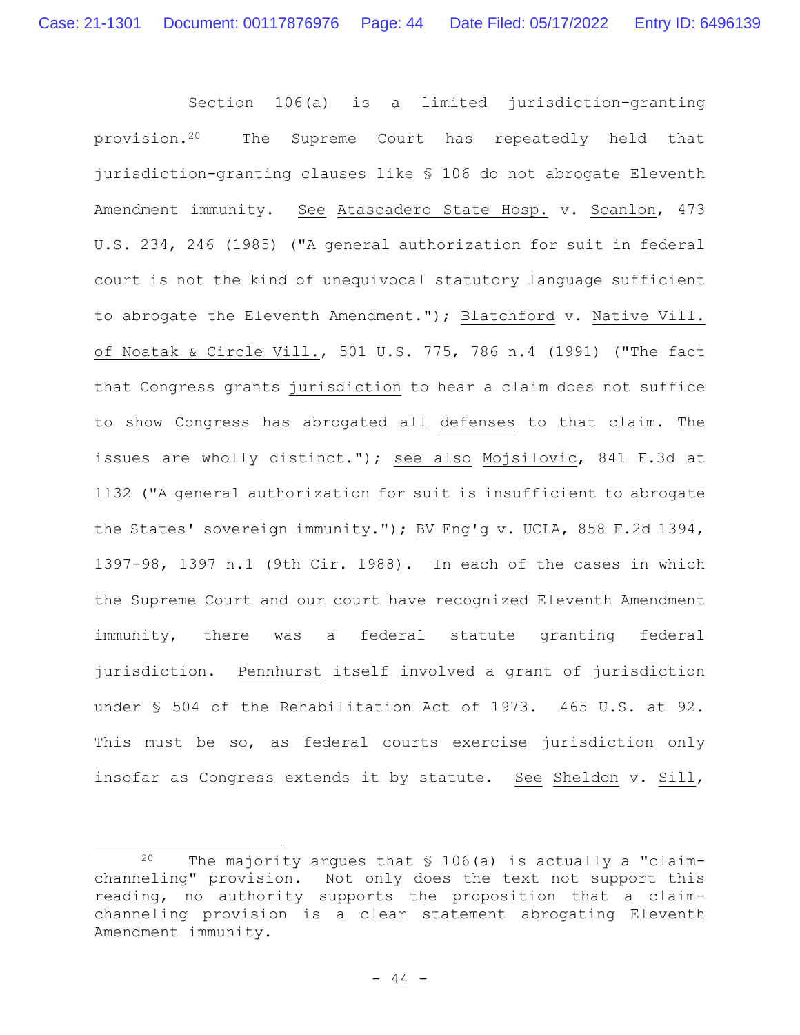Section 106(a) is a limited jurisdiction-granting provision.[20] The Supreme Court has repeatedly held that jurisdiction-granting clauses like § 106 do not abrogate Eleventh Amendment immunity. See Atascadero State Hosp. v. Scanlon, 473 U.S. 234, 246 (1985) ("A general authorization for suit in federal court is not the kind of unequivocal statutory language sufficient to abrogate the Eleventh Amendment."); Blatchford v. Native Vill. of Noatak & Circle Vill., 501 U.S. 775, 786 n.4 (1991) ("The fact that Congress grants jurisdiction to hear a claim does not suffice to show Congress has abrogated all defenses to that claim. The issues are wholly distinct."); see also Mojsilovic, 841 F.3d at 1132 ("A general authorization for suit is insufficient to abrogate the States' sovereign immunity."); BV Eng'g v. UCLA, 858 F.2d 1394, 1397-98, 1397 n.1 (9th Cir. 1988). In each of the cases in which the Supreme Court and our court have recognized Eleventh Amendment immunity, there was a federal statute granting federal jurisdiction. Pennhurst itself involved a grant of jurisdiction under § 504 of the Rehabilitation Act of 1973. 465 U.S. at 92. This must be so, as federal courts exercise jurisdiction only insofar as Congress extends it by statute. See Sheldon v. Sill,

[20] The majority argues that § 106(a) is actually a "claim-channeling" provision. Not only does the text not support this reading, no authority supports the proposition that a claim-channeling provision is a clear statement abrogating Eleventh Amendment immunity.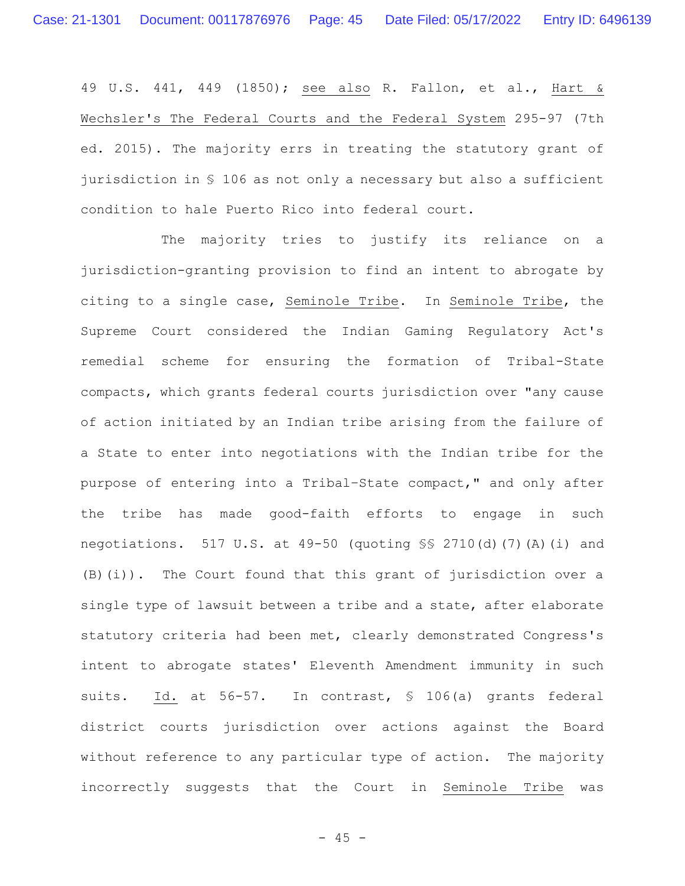49 U.S. 441, 449 (1850); _see also_ R. Fallon, et al., _Hart & Wechsler's The Federal Courts and the Federal System_ 295-97 (7th ed. 2015). The majority errs in treating the statutory grant of jurisdiction in § 106 as not only a necessary but also a sufficient condition to hale Puerto Rico into federal court.

The majority tries to justify its reliance on a jurisdiction-granting provision to find an intent to abrogate by citing to a single case, _Seminole Tribe_. In _Seminole Tribe_, the Supreme Court considered the Indian Gaming Regulatory Act's remedial scheme for ensuring the formation of Tribal-State compacts, which grants federal courts jurisdiction over "any cause of action initiated by an Indian tribe arising from the failure of a State to enter into negotiations with the Indian tribe for the purpose of entering into a Tribal–State compact," and only after the tribe has made good-faith efforts to engage in such negotiations. 517 U.S. at 49-50 (quoting §§ 2710(d)(7)(A)(i) and (B)(i)). The Court found that this grant of jurisdiction over a single type of lawsuit between a tribe and a state, after elaborate statutory criteria had been met, clearly demonstrated Congress's intent to abrogate states' Eleventh Amendment immunity in such suits. _Id._ at 56-57. In contrast, § 106(a) grants federal district courts jurisdiction over actions against the Board without reference to any particular type of action. The majority incorrectly suggests that the Court in _Seminole Tribe_ was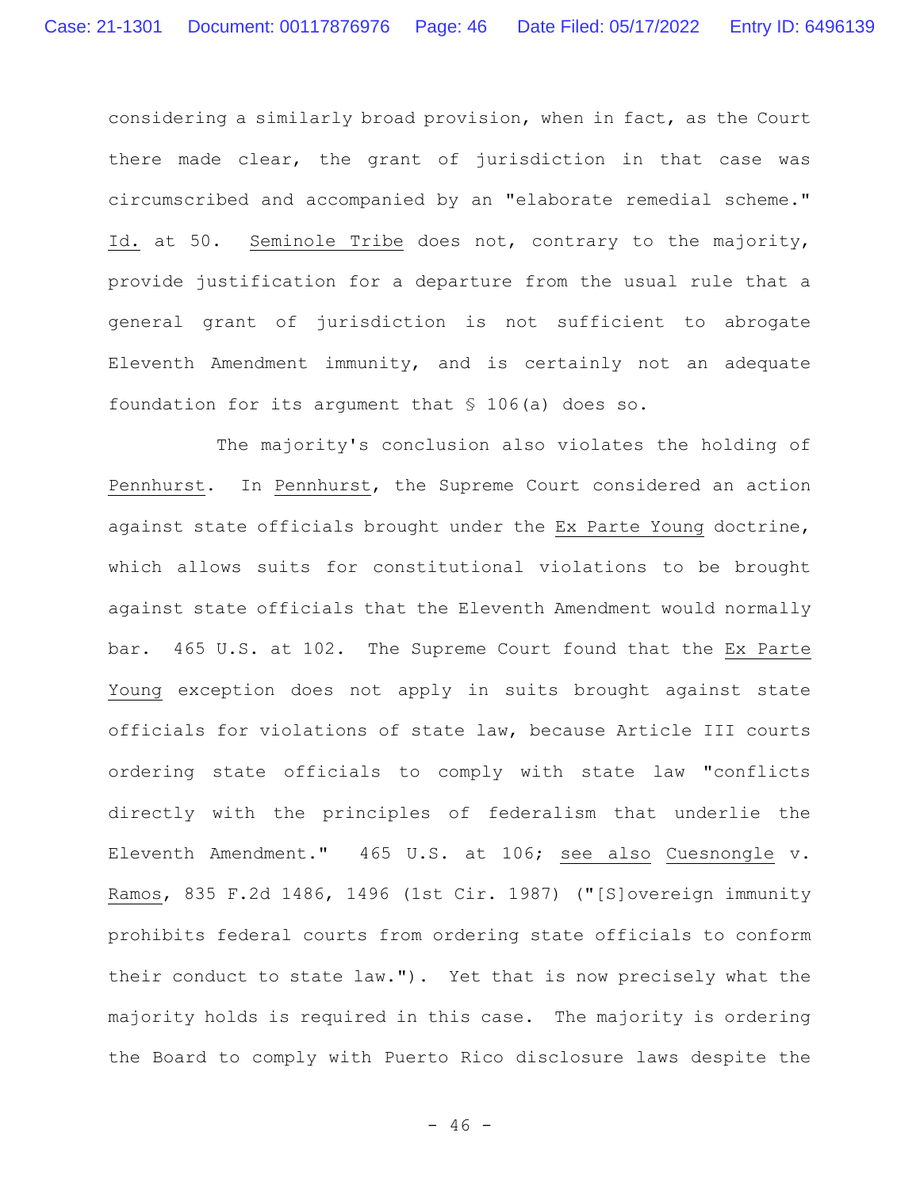considering a similarly broad provision, when in fact, as the Court there made clear, the grant of jurisdiction in that case was circumscribed and accompanied by an "elaborate remedial scheme." Id. at 50. Seminole Tribe does not, contrary to the majority, provide justification for a departure from the usual rule that a general grant of jurisdiction is not sufficient to abrogate Eleventh Amendment immunity, and is certainly not an adequate foundation for its argument that § 106(a) does so.

The majority's conclusion also violates the holding of Pennhurst. In Pennhurst, the Supreme Court considered an action against state officials brought under the Ex Parte Young doctrine, which allows suits for constitutional violations to be brought against state officials that the Eleventh Amendment would normally bar. 465 U.S. at 102. The Supreme Court found that the Ex Parte Young exception does not apply in suits brought against state officials for violations of state law, because Article III courts ordering state officials to comply with state law "conflicts directly with the principles of federalism that underlie the Eleventh Amendment." 465 U.S. at 106; see also Cuesnongle v. Ramos, 835 F.2d 1486, 1496 (1st Cir. 1987) ("[S]overeign immunity prohibits federal courts from ordering state officials to conform their conduct to state law."). Yet that is now precisely what the majority holds is required in this case. The majority is ordering the Board to comply with Puerto Rico disclosure laws despite the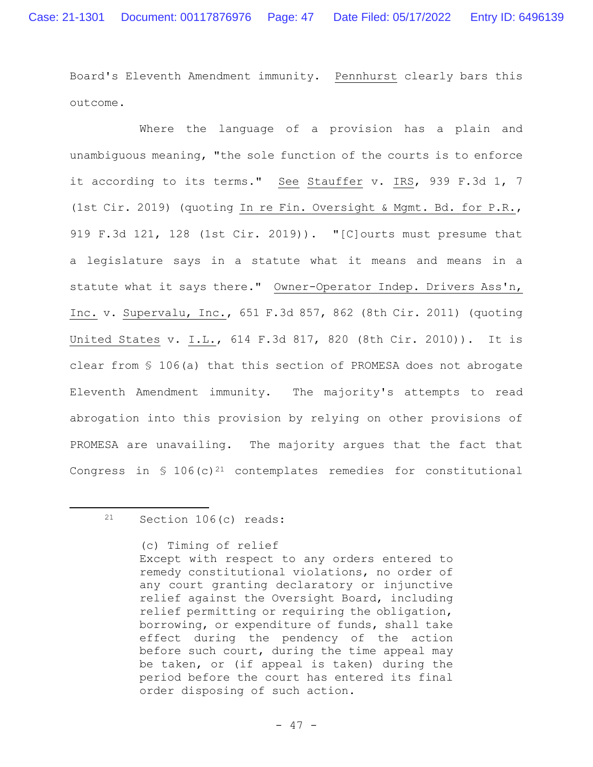Board's Eleventh Amendment immunity. _Pennhurst_ clearly bars this outcome.

Where the language of a provision has a plain and unambiguous meaning, "the sole function of the courts is to enforce it according to its terms." _See_ _Stauffer_ v. _IRS_, 939 F.3d 1, 7 (1st Cir. 2019) (quoting _In re Fin. Oversight & Mgmt. Bd. for P.R._, 919 F.3d 121, 128 (1st Cir. 2019)). "[C]ourts must presume that a legislature says in a statute what it means and means in a statute what it says there." _Owner-Operator Indep. Drivers Ass'n, Inc._ v. _Supervalu, Inc._, 651 F.3d 857, 862 (8th Cir. 2011) (quoting _United States_ v. _I.L._, 614 F.3d 817, 820 (8th Cir. 2010)). It is clear from § 106(a) that this section of PROMESA does not abrogate Eleventh Amendment immunity. The majority's attempts to read abrogation into this provision by relying on other provisions of PROMESA are unavailing. The majority argues that the fact that Congress in § 106(c)[21] contemplates remedies for constitutional

---

[21] Section 106(c) reads:

> (c) Timing of relief
> Except with respect to any orders entered to remedy constitutional violations, no order of any court granting declaratory or injunctive relief against the Oversight Board, including relief permitting or requiring the obligation, borrowing, or expenditure of funds, shall take effect during the pendency of the action before such court, during the time appeal may be taken, or (if appeal is taken) during the period before the court has entered its final order disposing of such action.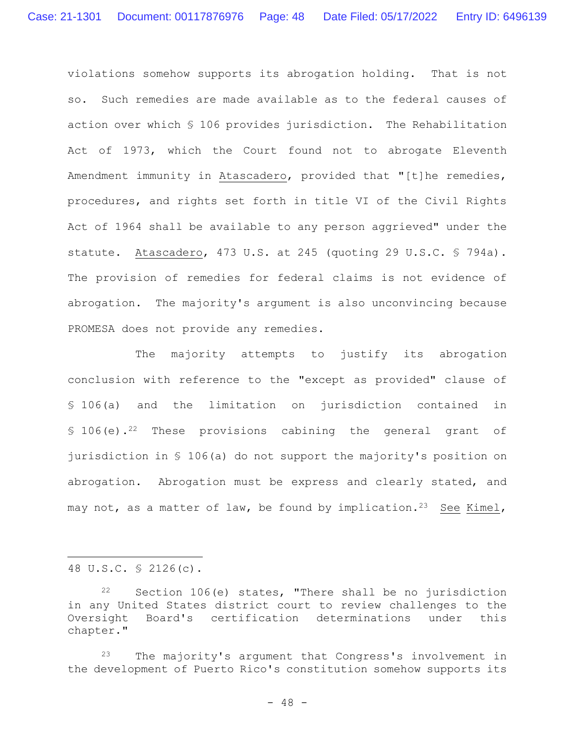violations somehow supports its abrogation holding. That is not so. Such remedies are made available as to the federal causes of action over which § 106 provides jurisdiction. The Rehabilitation Act of 1973, which the Court found not to abrogate Eleventh Amendment immunity in Atascadero, provided that "[t]he remedies, procedures, and rights set forth in title VI of the Civil Rights Act of 1964 shall be available to any person aggrieved" under the statute. Atascadero, 473 U.S. at 245 (quoting 29 U.S.C. § 794a). The provision of remedies for federal claims is not evidence of abrogation. The majority's argument is also unconvincing because PROMESA does not provide any remedies.

The majority attempts to justify its abrogation conclusion with reference to the "except as provided" clause of § 106(a) and the limitation on jurisdiction contained in § 106(e).[22] These provisions cabining the general grant of jurisdiction in § 106(a) do not support the majority's position on abrogation. Abrogation must be express and clearly stated, and may not, as a matter of law, be found by implication.[23] See Kimel,

---

48 U.S.C. § 2126(c).

[22] Section 106(e) states, "There shall be no jurisdiction in any United States district court to review challenges to the Oversight Board's certification determinations under this chapter."

[23] The majority's argument that Congress's involvement in the development of Puerto Rico's constitution somehow supports its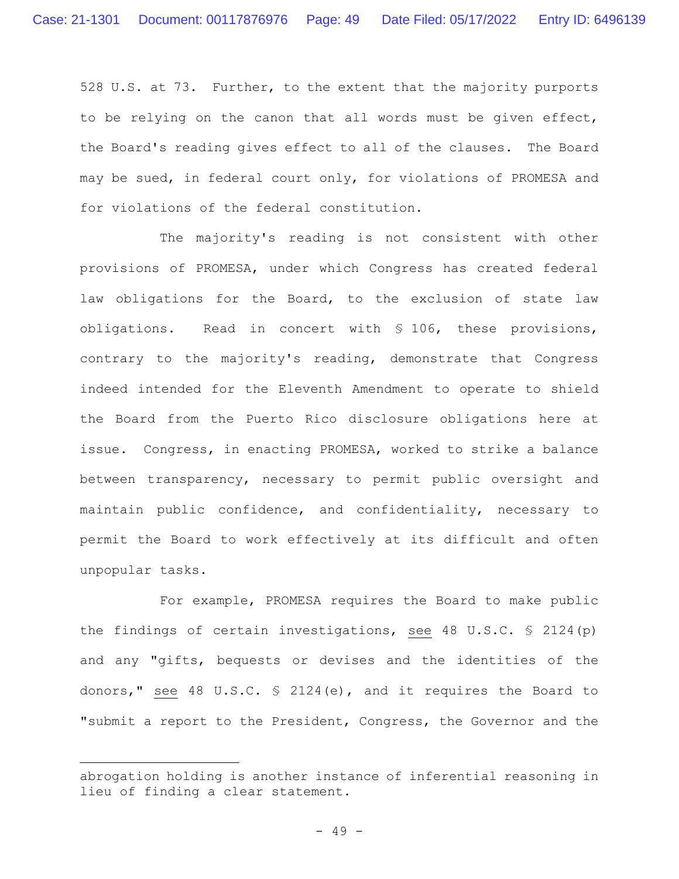528 U.S. at 73. Further, to the extent that the majority purports to be relying on the canon that all words must be given effect, the Board's reading gives effect to all of the clauses. The Board may be sued, in federal court only, for violations of PROMESA and for violations of the federal constitution.

The majority's reading is not consistent with other provisions of PROMESA, under which Congress has created federal law obligations for the Board, to the exclusion of state law obligations. Read in concert with § 106, these provisions, contrary to the majority's reading, demonstrate that Congress indeed intended for the Eleventh Amendment to operate to shield the Board from the Puerto Rico disclosure obligations here at issue. Congress, in enacting PROMESA, worked to strike a balance between transparency, necessary to permit public oversight and maintain public confidence, and confidentiality, necessary to permit the Board to work effectively at its difficult and often unpopular tasks.

For example, PROMESA requires the Board to make public the findings of certain investigations, see 48 U.S.C. § 2124(p) and any "gifts, bequests or devises and the identities of the donors," see 48 U.S.C. § 2124(e), and it requires the Board to "submit a report to the President, Congress, the Governor and the

---

abrogation holding is another instance of inferential reasoning in lieu of finding a clear statement.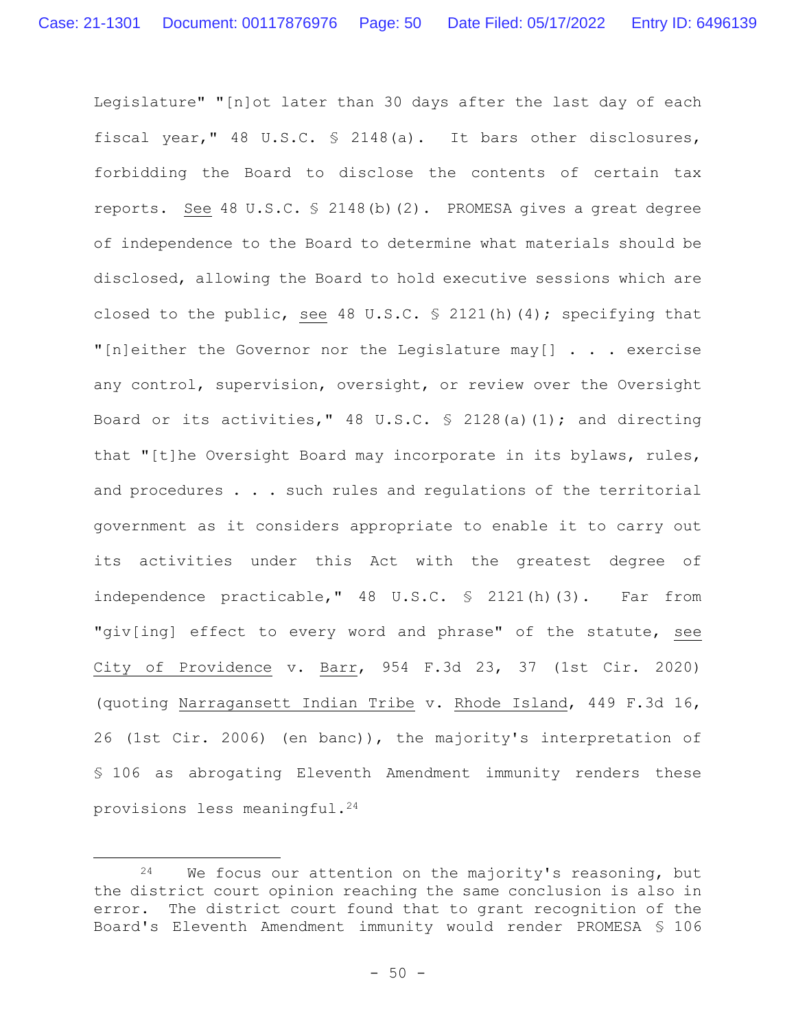Legislature" "[n]ot later than 30 days after the last day of each fiscal year," 48 U.S.C. § 2148(a). It bars other disclosures, forbidding the Board to disclose the contents of certain tax reports. See 48 U.S.C. § 2148(b)(2). PROMESA gives a great degree of independence to the Board to determine what materials should be disclosed, allowing the Board to hold executive sessions which are closed to the public, see 48 U.S.C. § 2121(h)(4); specifying that "[n]either the Governor nor the Legislature may[] . . . exercise any control, supervision, oversight, or review over the Oversight Board or its activities," 48 U.S.C. § 2128(a)(1); and directing that "[t]he Oversight Board may incorporate in its bylaws, rules, and procedures . . . such rules and regulations of the territorial government as it considers appropriate to enable it to carry out its activities under this Act with the greatest degree of independence practicable," 48 U.S.C. § 2121(h)(3). Far from "giv[ing] effect to every word and phrase" of the statute, see City of Providence v. Barr, 954 F.3d 23, 37 (1st Cir. 2020) (quoting Narragansett Indian Tribe v. Rhode Island, 449 F.3d 16, 26 (1st Cir. 2006) (en banc)), the majority's interpretation of § 106 as abrogating Eleventh Amendment immunity renders these provisions less meaningful.[24]

---

[24] We focus our attention on the majority's reasoning, but the district court opinion reaching the same conclusion is also in error. The district court found that to grant recognition of the Board's Eleventh Amendment immunity would render PROMESA § 106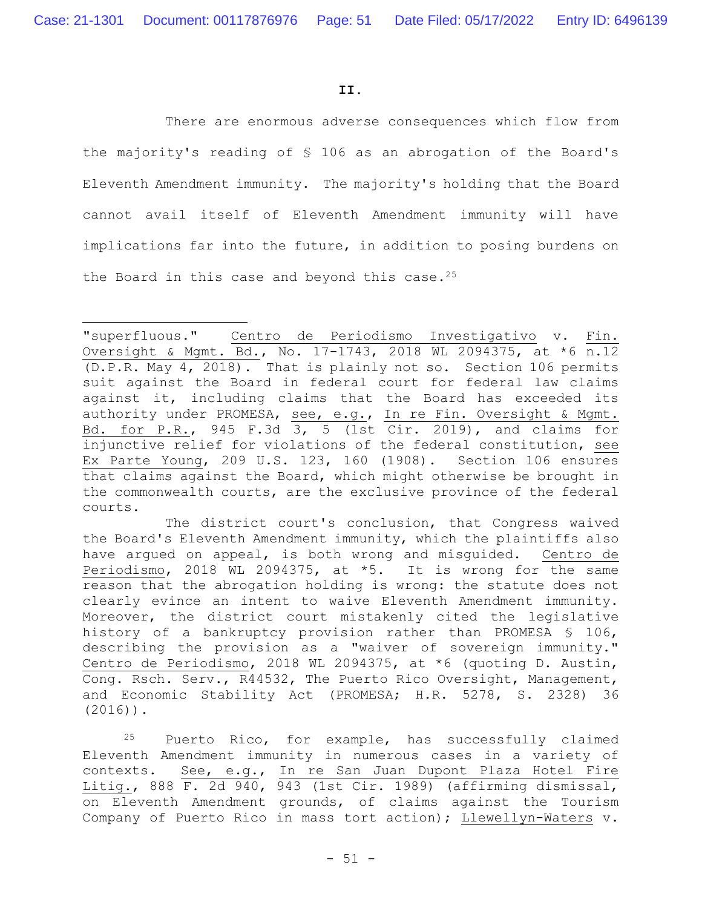## II.

There are enormous adverse consequences which flow from the majority's reading of § 106 as an abrogation of the Board's Eleventh Amendment immunity. The majority's holding that the Board cannot avail itself of Eleventh Amendment immunity will have implications far into the future, in addition to posing burdens on the Board in this case and beyond this case.[25]

---

"superfluous." Centro de Periodismo Investigativo v. Fin. Oversight & Mgmt. Bd., No. 17-1743, 2018 WL 2094375, at *6 n.12 (D.P.R. May 4, 2018). That is plainly not so. Section 106 permits suit against the Board in federal court for federal law claims against it, including claims that the Board has exceeded its authority under PROMESA, see, e.g., In re Fin. Oversight & Mgmt. Bd. for P.R., 945 F.3d 3, 5 (1st Cir. 2019), and claims for injunctive relief for violations of the federal constitution, see Ex Parte Young, 209 U.S. 123, 160 (1908). Section 106 ensures that claims against the Board, which might otherwise be brought in the commonwealth courts, are the exclusive province of the federal courts.

The district court's conclusion, that Congress waived the Board's Eleventh Amendment immunity, which the plaintiffs also have argued on appeal, is both wrong and misguided. Centro de Periodismo, 2018 WL 2094375, at *5. It is wrong for the same reason that the abrogation holding is wrong: the statute does not clearly evince an intent to waive Eleventh Amendment immunity. Moreover, the district court mistakenly cited the legislative history of a bankruptcy provision rather than PROMESA § 106, describing the provision as a "waiver of sovereign immunity." Centro de Periodismo, 2018 WL 2094375, at *6 (quoting D. Austin, Cong. Rsch. Serv., R44532, The Puerto Rico Oversight, Management, and Economic Stability Act (PROMESA; H.R. 5278, S. 2328) 36 (2016)).

[25] Puerto Rico, for example, has successfully claimed Eleventh Amendment immunity in numerous cases in a variety of contexts. See, e.g., In re San Juan Dupont Plaza Hotel Fire Litig., 888 F. 2d 940, 943 (1st Cir. 1989) (affirming dismissal, on Eleventh Amendment grounds, of claims against the Tourism Company of Puerto Rico in mass tort action); Llewellyn-Waters v.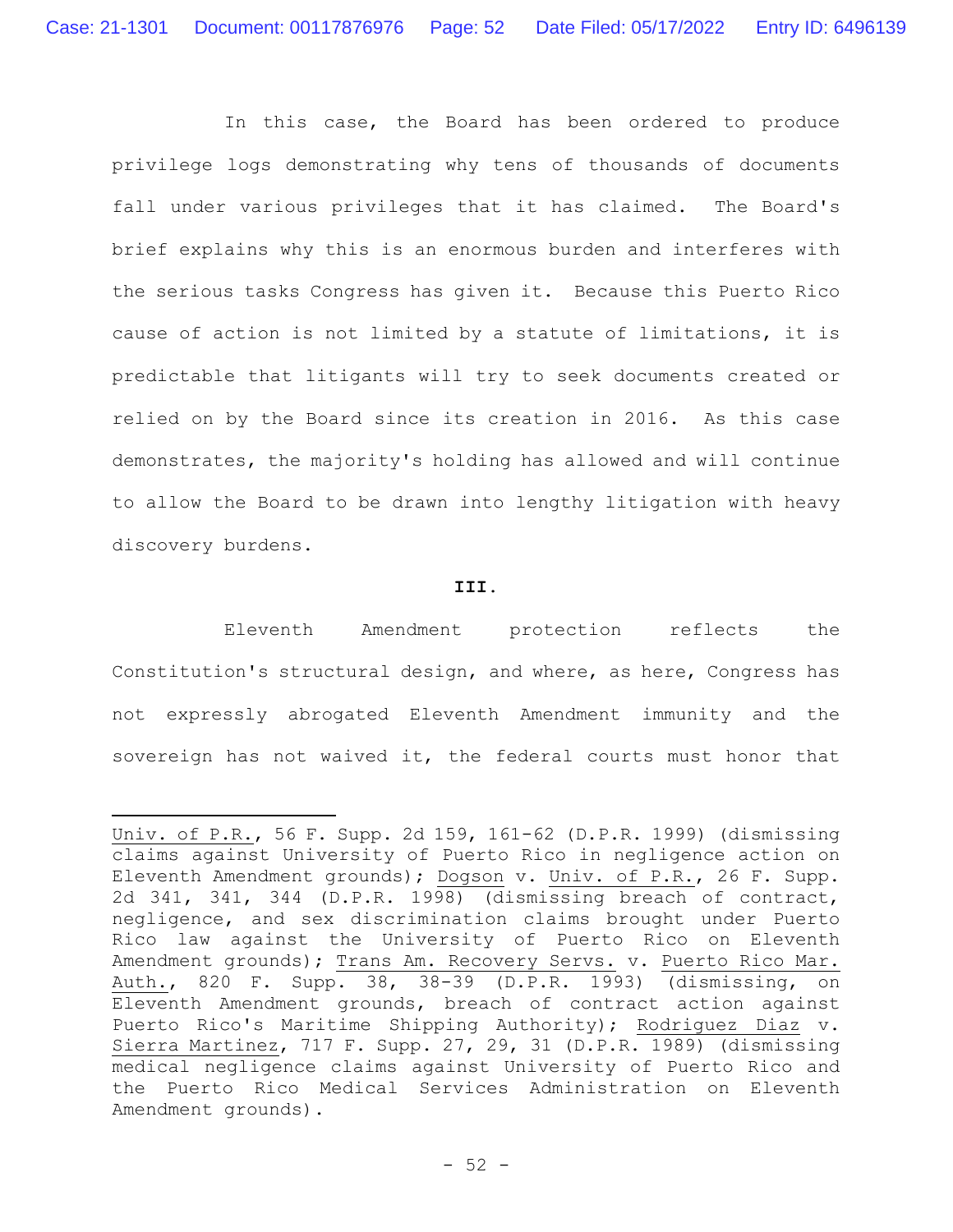In this case, the Board has been ordered to produce privilege logs demonstrating why tens of thousands of documents fall under various privileges that it has claimed. The Board's brief explains why this is an enormous burden and interferes with the serious tasks Congress has given it. Because this Puerto Rico cause of action is not limited by a statute of limitations, it is predictable that litigants will try to seek documents created or relied on by the Board since its creation in 2016. As this case demonstrates, the majority's holding has allowed and will continue to allow the Board to be drawn into lengthy litigation with heavy discovery burdens.

**III.**

Eleventh Amendment protection reflects the Constitution's structural design, and where, as here, Congress has not expressly abrogated Eleventh Amendment immunity and the sovereign has not waived it, the federal courts must honor that

---

Univ. of P.R., 56 F. Supp. 2d 159, 161-62 (D.P.R. 1999) (dismissing claims against University of Puerto Rico in negligence action on Eleventh Amendment grounds); Dogson v. Univ. of P.R., 26 F. Supp. 2d 341, 341, 344 (D.P.R. 1998) (dismissing breach of contract, negligence, and sex discrimination claims brought under Puerto Rico law against the University of Puerto Rico on Eleventh Amendment grounds); Trans Am. Recovery Servs. v. Puerto Rico Mar. Auth., 820 F. Supp. 38, 38-39 (D.P.R. 1993) (dismissing, on Eleventh Amendment grounds, breach of contract action against Puerto Rico's Maritime Shipping Authority); Rodriguez Diaz v. Sierra Martinez, 717 F. Supp. 27, 29, 31 (D.P.R. 1989) (dismissing medical negligence claims against University of Puerto Rico and the Puerto Rico Medical Services Administration on Eleventh Amendment grounds).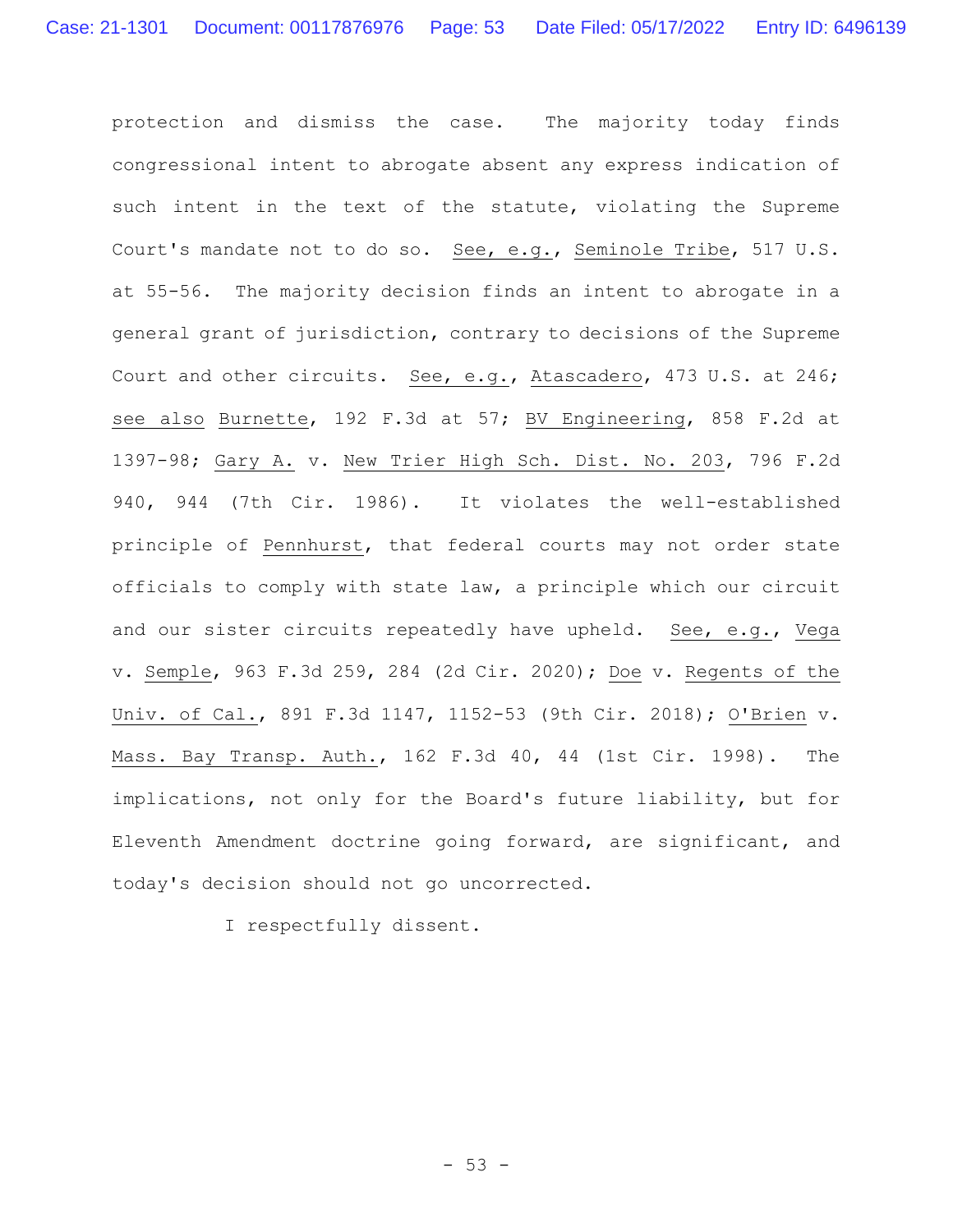protection and dismiss the case. The majority today finds congressional intent to abrogate absent any express indication of such intent in the text of the statute, violating the Supreme Court's mandate not to do so. See, e.g., Seminole Tribe, 517 U.S. at 55-56. The majority decision finds an intent to abrogate in a general grant of jurisdiction, contrary to decisions of the Supreme Court and other circuits. See, e.g., Atascadero, 473 U.S. at 246; see also Burnette, 192 F.3d at 57; BV Engineering, 858 F.2d at 1397-98; Gary A. v. New Trier High Sch. Dist. No. 203, 796 F.2d 940, 944 (7th Cir. 1986). It violates the well-established principle of Pennhurst, that federal courts may not order state officials to comply with state law, a principle which our circuit and our sister circuits repeatedly have upheld. See, e.g., Vega v. Semple, 963 F.3d 259, 284 (2d Cir. 2020); Doe v. Regents of the Univ. of Cal., 891 F.3d 1147, 1152-53 (9th Cir. 2018); O'Brien v. Mass. Bay Transp. Auth., 162 F.3d 40, 44 (1st Cir. 1998). The implications, not only for the Board's future liability, but for Eleventh Amendment doctrine going forward, are significant, and today's decision should not go uncorrected.

I respectfully dissent.